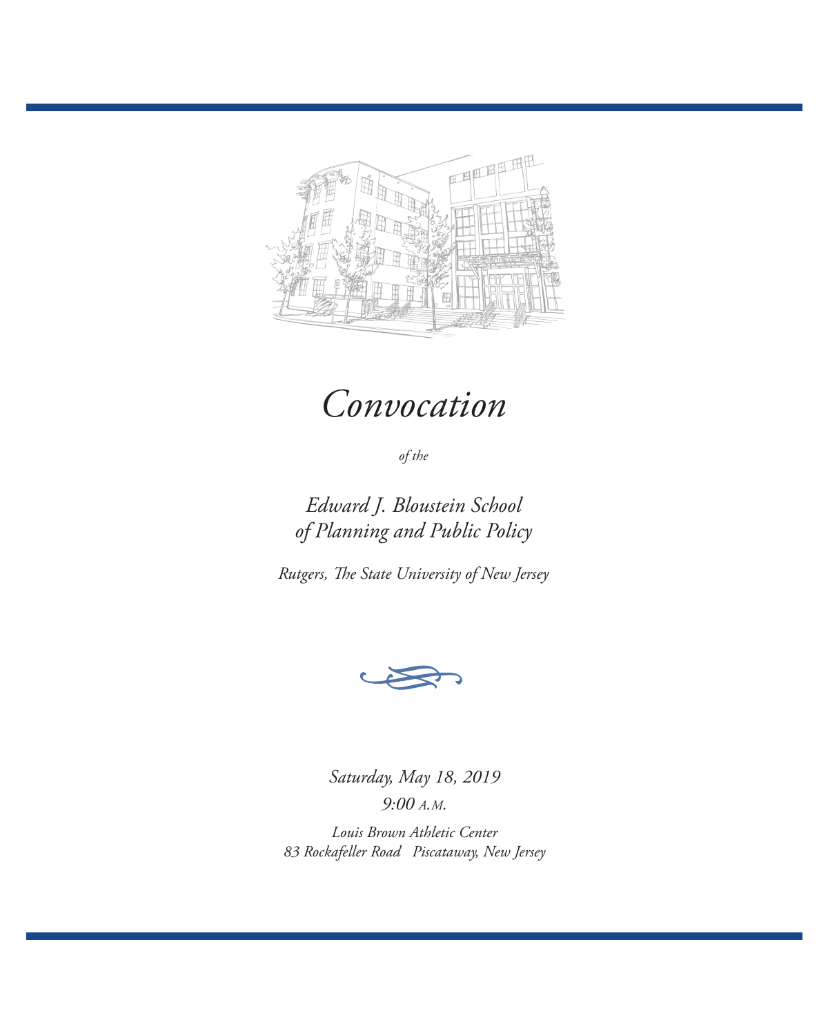# *Convocation*

*of the*

## *Edward J. Bloustein School of Planning and Public Policy*

*Rutgers, The State University of New Jersey*

*Saturday, May 18, 2019*

*9:00 A.M.*

*Louis Brown Athletic Center*
*83 Rockafeller Road   Piscataway, New Jersey*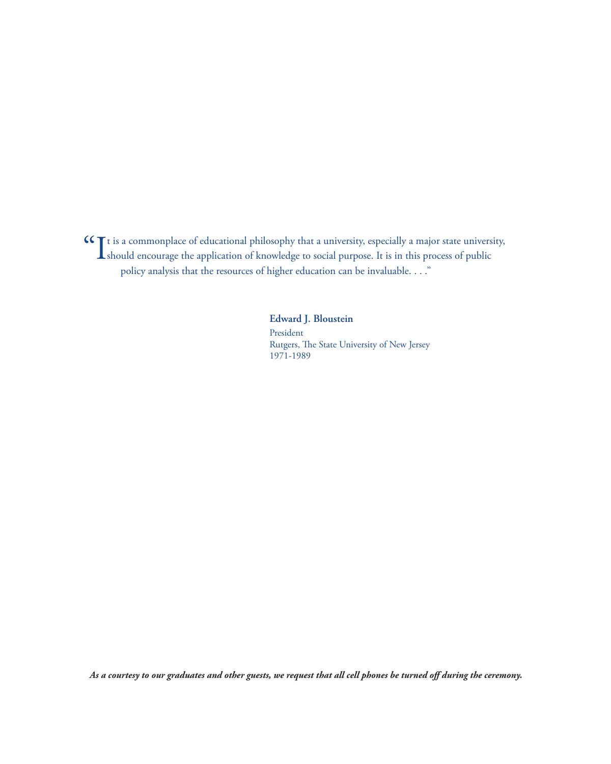"It is a commonplace of educational philosophy that a university, especially a major state university, should encourage the application of knowledge to social purpose. It is in this process of public policy analysis that the resources of higher education can be invaluable. . . ."

**Edward J. Bloustein**
President
Rutgers, The State University of New Jersey
1971-1989

***As a courtesy to our graduates and other guests, we request that all cell phones be turned off during the ceremony.***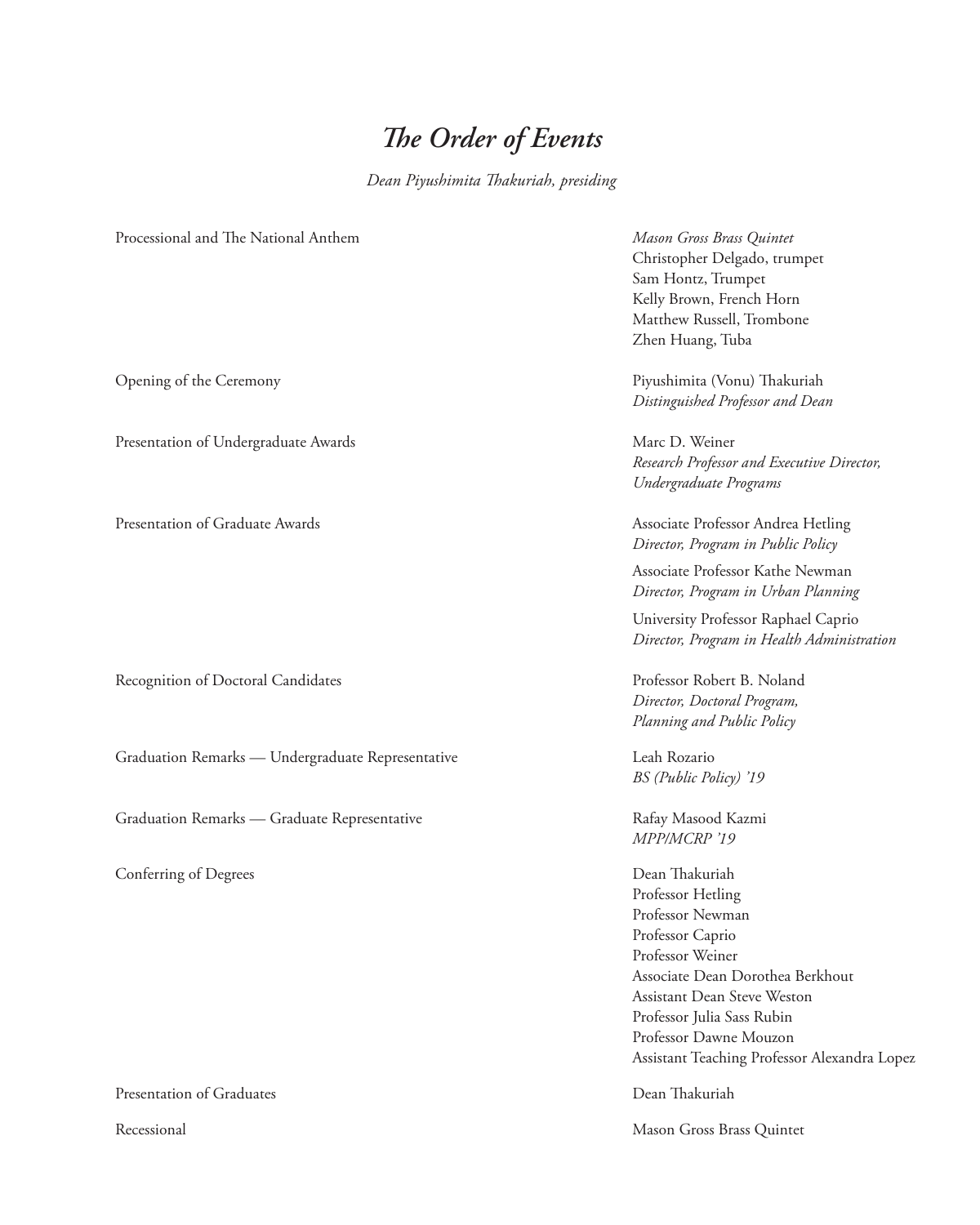# *The Order of Events*

*Dean Piyushimita Thakuriah, presiding*

Processional and The National Anthem

*Mason Gross Brass Quintet*
Christopher Delgado, trumpet
Sam Hontz, Trumpet
Kelly Brown, French Horn
Matthew Russell, Trombone
Zhen Huang, Tuba

Opening of the Ceremony

Piyushimita (Vonu) Thakuriah
*Distinguished Professor and Dean*

Presentation of Undergraduate Awards

Marc D. Weiner
*Research Professor and Executive Director, Undergraduate Programs*

Presentation of Graduate Awards

Associate Professor Andrea Hetling
*Director, Program in Public Policy*

Associate Professor Kathe Newman
*Director, Program in Urban Planning*

University Professor Raphael Caprio
*Director, Program in Health Administration*

Recognition of Doctoral Candidates

Professor Robert B. Noland
*Director, Doctoral Program, Planning and Public Policy*

Graduation Remarks — Undergraduate Representative

Leah Rozario
*BS (Public Policy) '19*

Graduation Remarks — Graduate Representative

Rafay Masood Kazmi
*MPP/MCRP '19*

Conferring of Degrees

Dean Thakuriah
Professor Hetling
Professor Newman
Professor Caprio
Professor Weiner
Associate Dean Dorothea Berkhout
Assistant Dean Steve Weston
Professor Julia Sass Rubin
Professor Dawne Mouzon
Assistant Teaching Professor Alexandra Lopez

Presentation of Graduates

Dean Thakuriah

Recessional

Mason Gross Brass Quintet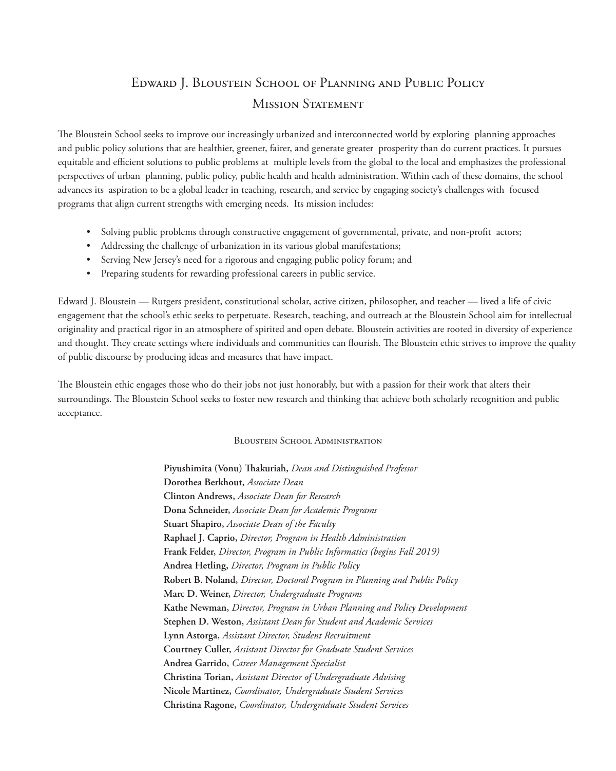# Edward J. Bloustein School of Planning and Public Policy

## Mission Statement

The Bloustein School seeks to improve our increasingly urbanized and interconnected world by exploring planning approaches and public policy solutions that are healthier, greener, fairer, and generate greater prosperity than do current practices. It pursues equitable and efficient solutions to public problems at multiple levels from the global to the local and emphasizes the professional perspectives of urban planning, public policy, public health and health administration. Within each of these domains, the school advances its aspiration to be a global leader in teaching, research, and service by engaging society's challenges with focused programs that align current strengths with emerging needs. Its mission includes:

- Solving public problems through constructive engagement of governmental, private, and non-profit actors;
- Addressing the challenge of urbanization in its various global manifestations;
- Serving New Jersey's need for a rigorous and engaging public policy forum; and
- Preparing students for rewarding professional careers in public service.

Edward J. Bloustein — Rutgers president, constitutional scholar, active citizen, philosopher, and teacher — lived a life of civic engagement that the school's ethic seeks to perpetuate. Research, teaching, and outreach at the Bloustein School aim for intellectual originality and practical rigor in an atmosphere of spirited and open debate. Bloustein activities are rooted in diversity of experience and thought. They create settings where individuals and communities can flourish. The Bloustein ethic strives to improve the quality of public discourse by producing ideas and measures that have impact.

The Bloustein ethic engages those who do their jobs not just honorably, but with a passion for their work that alters their surroundings. The Bloustein School seeks to foster new research and thinking that achieve both scholarly recognition and public acceptance.

### Bloustein School Administration

**Piyushimita (Vonu) Thakuriah,** *Dean and Distinguished Professor*  
**Dorothea Berkhout,** *Associate Dean*  
**Clinton Andrews,** *Associate Dean for Research*  
**Dona Schneider,** *Associate Dean for Academic Programs*  
**Stuart Shapiro,** *Associate Dean of the Faculty*  
**Raphael J. Caprio,** *Director, Program in Health Administration*  
**Frank Felder,** *Director, Program in Public Informatics (begins Fall 2019)*  
**Andrea Hetling,** *Director, Program in Public Policy*  
**Robert B. Noland,** *Director, Doctoral Program in Planning and Public Policy*  
**Marc D. Weiner,** *Director, Undergraduate Programs*  
**Kathe Newman,** *Director, Program in Urban Planning and Policy Development*  
**Stephen D. Weston,** *Assistant Dean for Student and Academic Services*  
**Lynn Astorga,** *Assistant Director, Student Recruitment*  
**Courtney Culler,** *Assistant Director for Graduate Student Services*  
**Andrea Garrido,** *Career Management Specialist*  
**Christina Torian,** *Assistant Director of Undergraduate Advising*  
**Nicole Martinez,** *Coordinator, Undergraduate Student Services*  
**Christina Ragone,** *Coordinator, Undergraduate Student Services*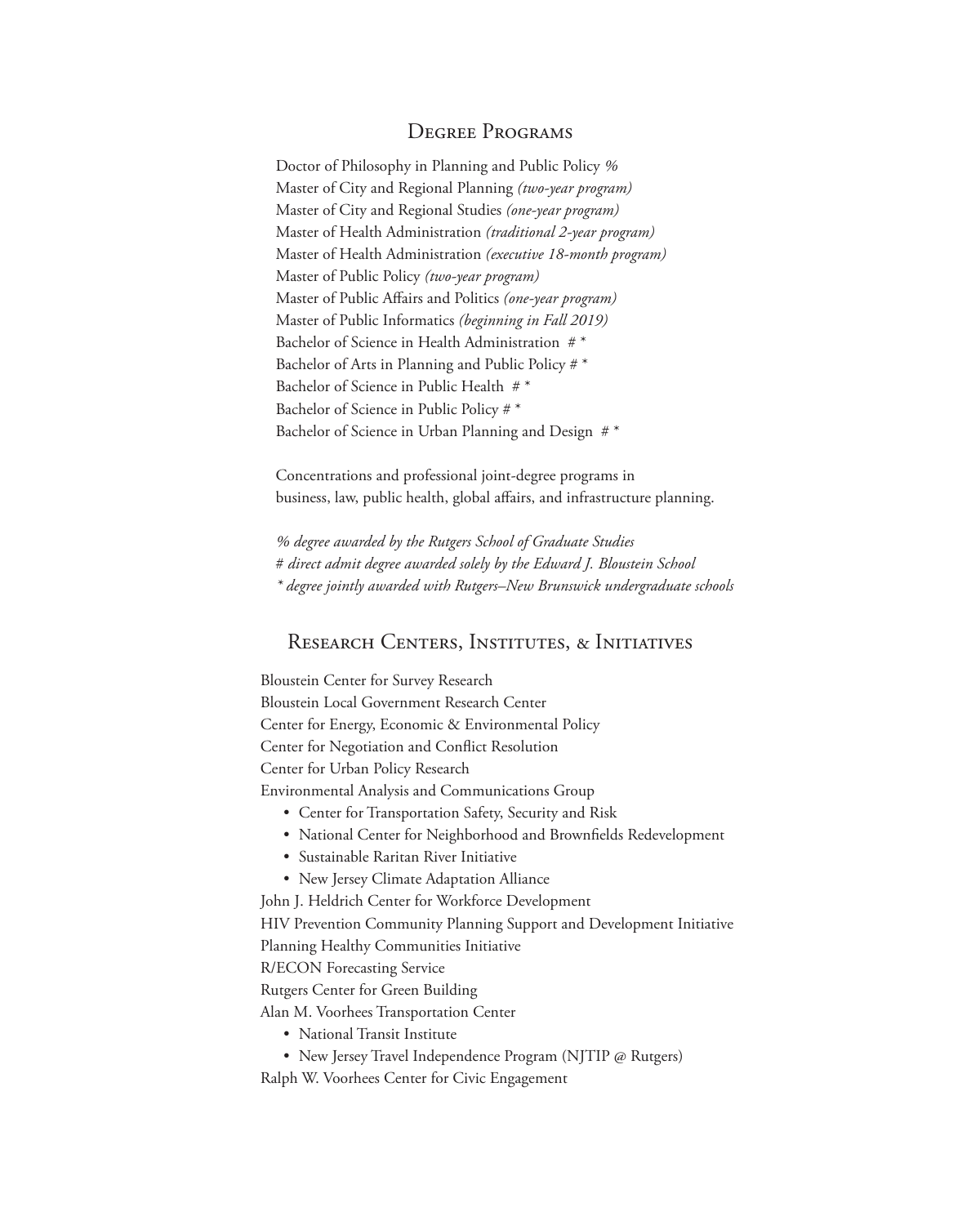## Degree Programs

Doctor of Philosophy in Planning and Public Policy *%*
Master of City and Regional Planning *(two-year program)*
Master of City and Regional Studies *(one-year program)*
Master of Health Administration *(traditional 2-year program)*
Master of Health Administration *(executive 18-month program)*
Master of Public Policy *(two-year program)*
Master of Public Affairs and Politics *(one-year program)*
Master of Public Informatics *(beginning in Fall 2019)*
Bachelor of Science in Health Administration # *
Bachelor of Arts in Planning and Public Policy # *
Bachelor of Science in Public Health # *
Bachelor of Science in Public Policy # *
Bachelor of Science in Urban Planning and Design # *

Concentrations and professional joint-degree programs in business, law, public health, global affairs, and infrastructure planning.

*% degree awarded by the Rutgers School of Graduate Studies*
*# direct admit degree awarded solely by the Edward J. Bloustein School*
*\* degree jointly awarded with Rutgers–New Brunswick undergraduate schools*

## Research Centers, Institutes, & Initiatives

Bloustein Center for Survey Research
Bloustein Local Government Research Center
Center for Energy, Economic & Environmental Policy
Center for Negotiation and Conflict Resolution
Center for Urban Policy Research
Environmental Analysis and Communications Group

- Center for Transportation Safety, Security and Risk
- National Center for Neighborhood and Brownfields Redevelopment
- Sustainable Raritan River Initiative
- New Jersey Climate Adaptation Alliance

John J. Heldrich Center for Workforce Development
HIV Prevention Community Planning Support and Development Initiative
Planning Healthy Communities Initiative
R/ECON Forecasting Service
Rutgers Center for Green Building
Alan M. Voorhees Transportation Center

- National Transit Institute
- New Jersey Travel Independence Program (NJTIP @ Rutgers)

Ralph W. Voorhees Center for Civic Engagement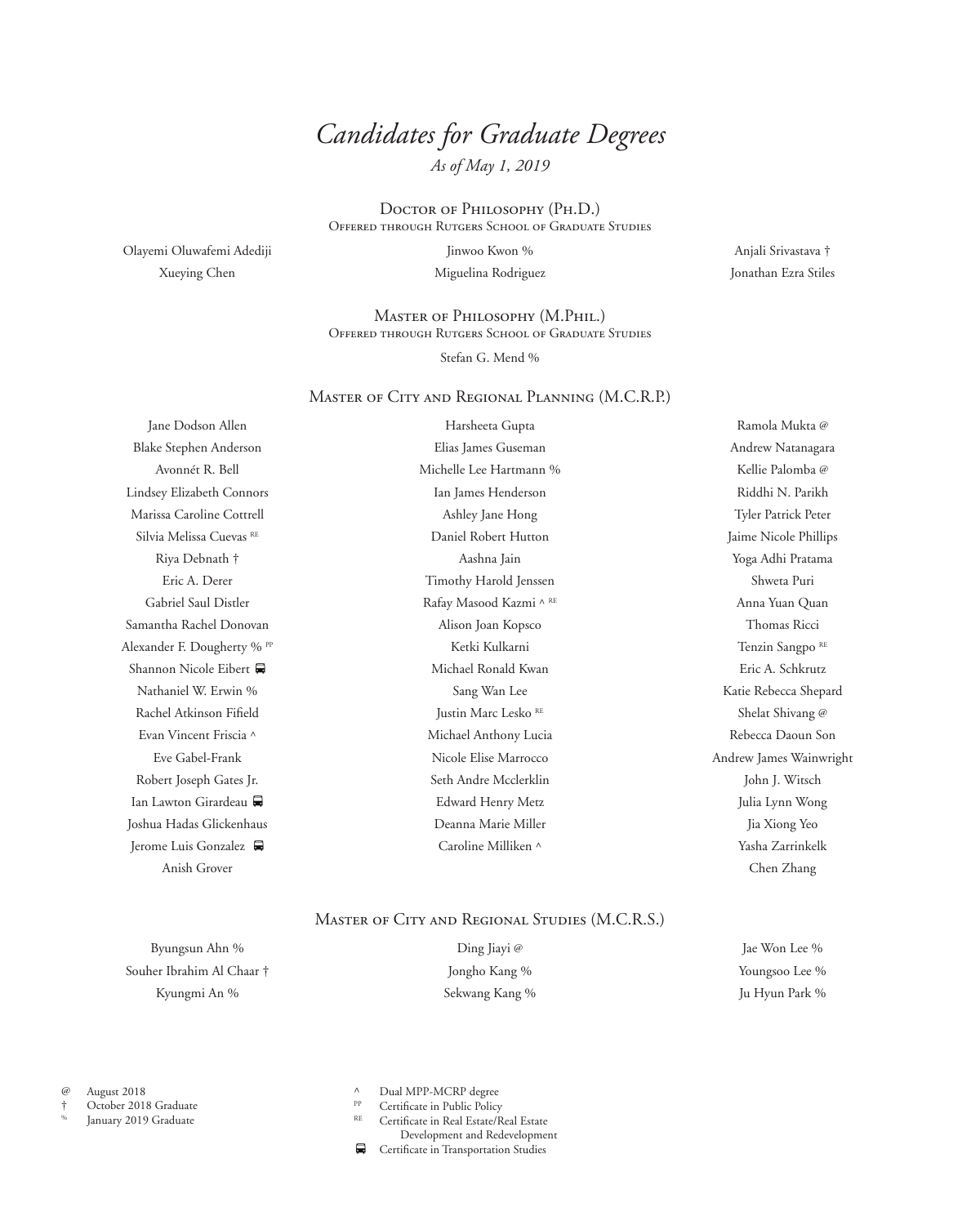# *Candidates for Graduate Degrees*

*As of May 1, 2019*

## Doctor of Philosophy (Ph.D.)

Offered through Rutgers School of Graduate Studies

Olayemi Oluwafemi Adediji
Xueying Chen
Jinwoo Kwon %
Miguelina Rodriguez
Anjali Srivastava †
Jonathan Ezra Stiles

## Master of Philosophy (M.Phil.)

Offered through Rutgers School of Graduate Studies

Stefan G. Mend %

## Master of City and Regional Planning (M.C.R.P.)

Jane Dodson Allen
Blake Stephen Anderson
Avonnét R. Bell
Lindsey Elizabeth Connors
Marissa Caroline Cottrell
Silvia Melissa Cuevas [RE]
Riya Debnath †
Eric A. Derer
Gabriel Saul Distler
Samantha Rachel Donovan
Alexander F. Dougherty % [PP]
Shannon Nicole Eibert 🚍
Nathaniel W. Erwin %
Rachel Atkinson Fifield
Evan Vincent Friscia ^
Eve Gabel-Frank
Robert Joseph Gates Jr.
Ian Lawton Girardeau 🚍
Joshua Hadas Glickenhaus
Jerome Luis Gonzalez 🚍
Anish Grover
Harsheeta Gupta
Elias James Guseman
Michelle Lee Hartmann %
Ian James Henderson
Ashley Jane Hong
Daniel Robert Hutton
Aashna Jain
Timothy Harold Jenssen
Rafay Masood Kazmi ^ [RE]
Alison Joan Kopsco
Ketki Kulkarni
Michael Ronald Kwan
Sang Wan Lee
Justin Marc Lesko [RE]
Michael Anthony Lucia
Nicole Elise Marrocco
Seth Andre Mcclerklin
Edward Henry Metz
Deanna Marie Miller
Caroline Milliken ^
Ramola Mukta @
Andrew Natanagara
Kellie Palomba @
Riddhi N. Parikh
Tyler Patrick Peter
Jaime Nicole Phillips
Yoga Adhi Pratama
Shweta Puri
Anna Yuan Quan
Thomas Ricci
Tenzin Sangpo [RE]
Eric A. Schkrutz
Katie Rebecca Shepard
Shelat Shivang @
Rebecca Daoun Son
Andrew James Wainwright
John J. Witsch
Julia Lynn Wong
Jia Xiong Yeo
Yasha Zarrinkelk
Chen Zhang

## Master of City and Regional Studies (M.C.R.S.)

Byungsun Ahn %
Souher Ibrahim Al Chaar †
Kyungmi An %
Ding Jiayi @
Jongho Kang %
Sekwang Kang %
Jae Won Lee %
Youngsoo Lee %
Ju Hyun Park %

@ August 2018
† October 2018 Graduate
% January 2019 Graduate
^ Dual MPP-MCRP degree
PP Certificate in Public Policy
RE Certificate in Real Estate/Real Estate Development and Redevelopment
🚍 Certificate in Transportation Studies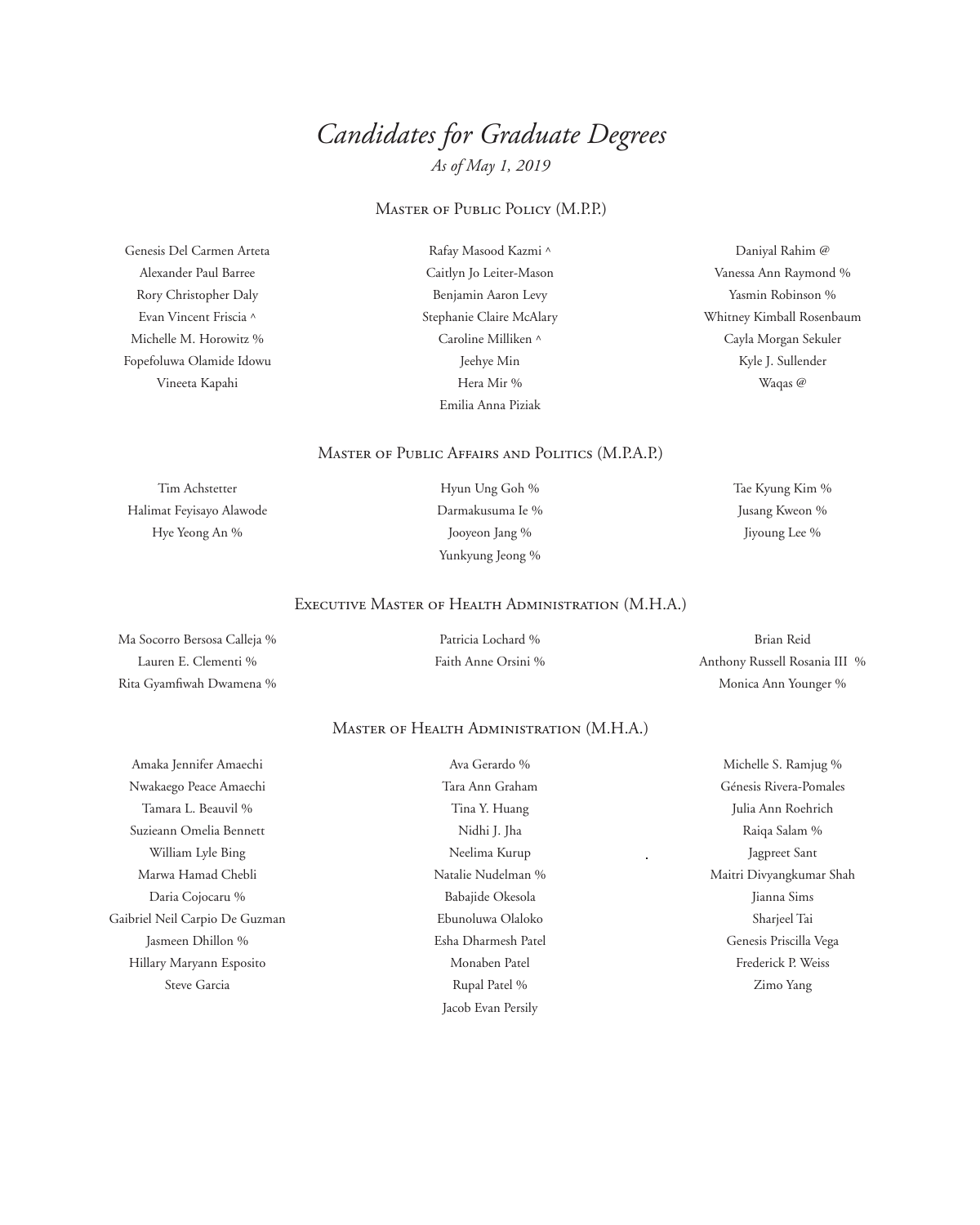# *Candidates for Graduate Degrees*

*As of May 1, 2019*

## Master of Public Policy (M.P.P.)

Genesis Del Carmen Arteta
Alexander Paul Barree
Rory Christopher Daly
Evan Vincent Friscia ^
Michelle M. Horowitz %
Fopefoluwa Olamide Idowu
Vineeta Kapahi
Rafay Masood Kazmi ^
Caitlyn Jo Leiter-Mason
Benjamin Aaron Levy
Stephanie Claire McAlary
Caroline Milliken ^
Jeehye Min
Hera Mir %
Emilia Anna Piziak
Daniyal Rahim @
Vanessa Ann Raymond %
Yasmin Robinson %
Whitney Kimball Rosenbaum
Cayla Morgan Sekuler
Kyle J. Sullender
Waqas @

## Master of Public Affairs and Politics (M.P.A.P.)

Tim Achstetter
Halimat Feyisayo Alawode
Hye Yeong An %
Hyun Ung Goh %
Darmakusuma Ie %
Jooyeon Jang %
Yunkyung Jeong %
Tae Kyung Kim %
Jusang Kweon %
Jiyoung Lee %

## Executive Master of Health Administration (M.H.A.)

Ma Socorro Bersosa Calleja %
Lauren E. Clementi %
Rita Gyamfiwah Dwamena %
Patricia Lochard %
Faith Anne Orsini %
Brian Reid
Anthony Russell Rosania III %
Monica Ann Younger %

## Master of Health Administration (M.H.A.)

Amaka Jennifer Amaechi
Nwakaego Peace Amaechi
Tamara L. Beauvil %
Suzieann Omelia Bennett
William Lyle Bing
Marwa Hamad Chebli
Daria Cojocaru %
Gaibriel Neil Carpio De Guzman
Jasmeen Dhillon %
Hillary Maryann Esposito
Steve Garcia
Ava Gerardo %
Tara Ann Graham
Tina Y. Huang
Nidhi J. Jha
Neelima Kurup
Natalie Nudelman %
Babajide Okesola
Ebunoluwa Olaloko
Esha Dharmesh Patel
Monaben Patel
Rupal Patel %
Jacob Evan Persily
Michelle S. Ramjug %
Génesis Rivera-Pomales
Julia Ann Roehrich
Raiqa Salam %
Jagpreet Sant
Maitri Divyangkumar Shah
Jianna Sims
Sharjeel Tai
Genesis Priscilla Vega
Frederick P. Weiss
Zimo Yang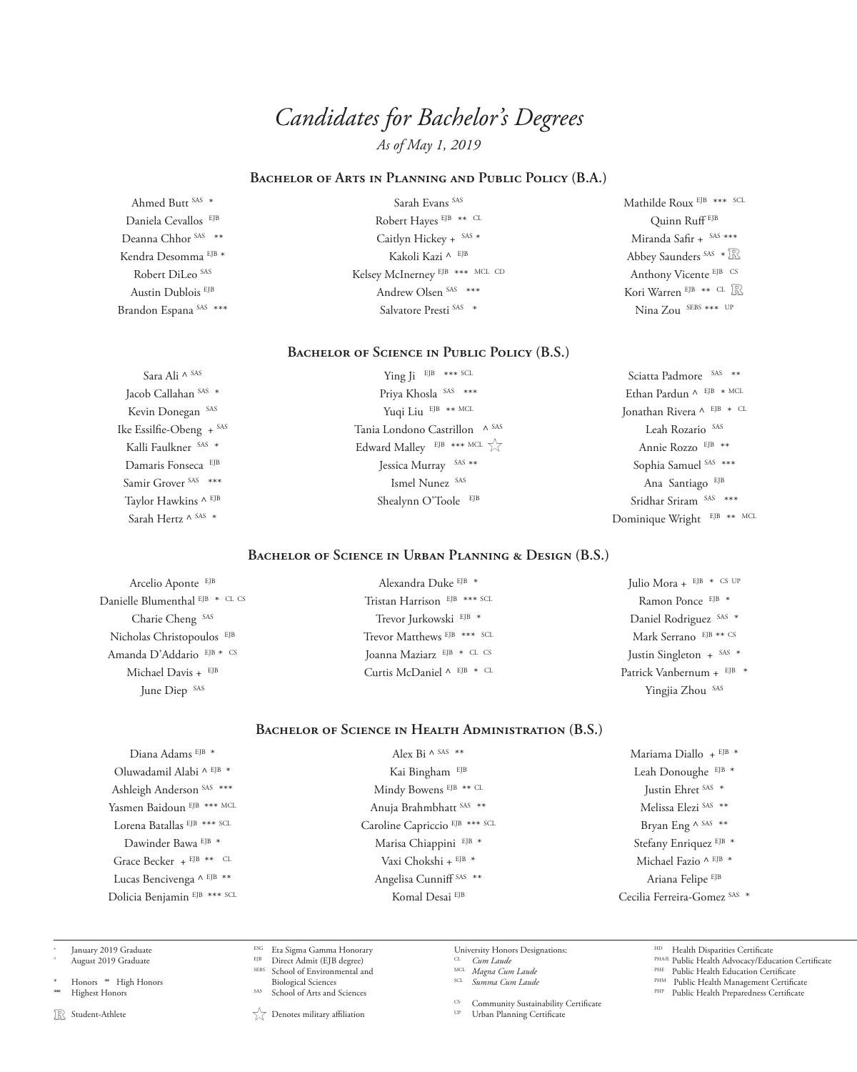# *Candidates for Bachelor's Degrees*

*As of May 1, 2019*

## Bachelor of Arts in Planning and Public Policy (B.A.)

Ahmed Butt SAS *
Daniela Cevallos EJB
Deanna Chhor SAS **
Kendra Desomma EJB *
Robert DiLeo SAS
Austin Dublois EJB
Brandon Espana SAS ***
Sarah Evans SAS
Robert Hayes EJB ** CL
Caitlyn Hickey + SAS *
Kakoli Kazi ^ EJB
Kelsey McInerney EJB *** MCL CD
Andrew Olsen SAS ***
Salvatore Presti SAS *
Mathilde Roux EJB *** SCL
Quinn Ruff EJB
Miranda Safir + SAS ***
Abbey Saunders SAS * Ⓡ
Anthony Vicente EJB CS
Kori Warren EJB ** CL Ⓡ
Nina Zou SEBS *** UP

## Bachelor of Science in Public Policy (B.S.)

Sara Ali ^ SAS
Jacob Callahan SAS *
Kevin Donegan SAS
Ike Essilfie-Obeng + SAS
Kalli Faulkner SAS *
Damaris Fonseca EJB
Samir Grover SAS ***
Taylor Hawkins ^ EJB
Sarah Hertz ^ SAS *
Ying Ji EJB *** SCL
Priya Khosla SAS ***
Yuqi Liu EJB ** MCL
Tania Londono Castrillon ^ SAS
Edward Malley EJB *** MCL ☆
Jessica Murray SAS **
Ismel Nunez SAS
Shealynn O'Toole EJB
Sciatta Padmore SAS **
Ethan Pardun ^ EJB * MCL
Jonathan Rivera ^ EJB * CL
Leah Rozario SAS
Annie Rozzo EJB **
Sophia Samuel SAS ***
Ana Santiago EJB
Sridhar Sriram SAS ***
Dominique Wright EJB ** MCL

## Bachelor of Science in Urban Planning & Design (B.S.)

Arcelio Aponte EJB
Danielle Blumenthal EJB * CL CS
Charie Cheng SAS
Nicholas Christopoulos EJB
Amanda D'Addario EJB * CS
Michael Davis + EJB
June Diep SAS
Alexandra Duke EJB *
Tristan Harrison EJB *** SCL
Trevor Jurkowski EJB *
Trevor Matthews EJB *** SCL
Joanna Maziarz EJB * CL CS
Curtis McDaniel ^ EJB * CL
Julio Mora + EJB * CS UP
Ramon Ponce EJB *
Daniel Rodriguez SAS *
Mark Serrano EJB ** CS
Justin Singleton + SAS *
Patrick Vanbernum + EJB *
Yingjia Zhou SAS

## Bachelor of Science in Health Administration (B.S.)

Diana Adams EJB *
Oluwadamil Alabi ^ EJB *
Ashleigh Anderson SAS ***
Yasmen Baidoun EJB *** MCL
Lorena Batallas EJB *** SCL
Dawinder Bawa EJB *
Grace Becker + EJB ** CL
Lucas Bencivenga ^ EJB **
Dolicia Benjamin EJB *** SCL
Alex Bi ^ SAS **
Kai Bingham EJB
Mindy Bowens EJB ** CL
Anuja Brahmbhatt SAS **
Caroline Capriccio EJB *** SCL
Marisa Chiappini EJB *
Vaxi Chokshi + EJB *
Angelisa Cunniff SAS **
Komal Desai EJB
Mariama Diallo + EJB *
Leah Donoughe EJB *
Justin Ehret SAS *
Melissa Elezi SAS **
Bryan Eng ^ SAS **
Stefany Enriquez EJB *
Michael Fazio ^ EJB *
Ariana Felipe EJB
Cecilia Ferreira-Gomez SAS *

---

+ January 2019 Graduate
^ August 2019 Graduate

* Honors ** High Honors
*** Highest Honors

Ⓡ Student-Athlete

ESG Eta Sigma Gamma Honorary
EJB Direct Admit (EJB degree)
SEBS School of Environmental and Biological Sciences
SAS School of Arts and Sciences

☆ Denotes military affiliation

University Honors Designations:
CL *Cum Laude*
MCL *Magna Cum Laude*
SCL *Summa Cum Laude*

CS Community Sustainability Certificate
UP Urban Planning Certificate

HD Health Disparities Certificate
PHA/E Public Health Advocacy/Education Certificate
PHE Public Health Education Certificate
PHM Public Health Management Certificate
PHP Public Health Preparedness Certificate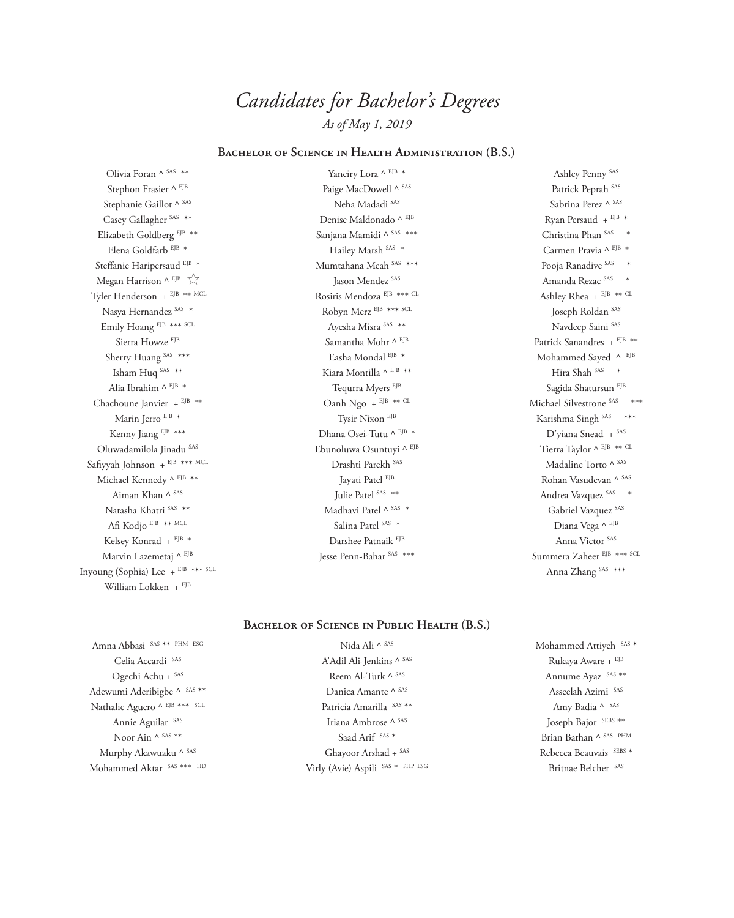# *Candidates for Bachelor's Degrees*

*As of May 1, 2019*

## Bachelor of Science in Health Administration (B.S.)

Olivia Foran ^ SAS **
Stephon Frasier ^ EJB
Stephanie Gaillot ^ SAS
Casey Gallagher SAS **
Elizabeth Goldberg EJB **
Elena Goldfarb EJB *
Steffanie Haripersaud EJB *
Megan Harrison ^ EJB ☆
Tyler Henderson + EJB ** MCL
Nasya Hernandez SAS *
Emily Hoang EJB *** SCL
Sierra Howze EJB
Sherry Huang SAS ***
Isham Huq SAS **
Alia Ibrahim ^ EJB *
Chachoune Janvier + EJB **
Marin Jerro EJB *
Kenny Jiang EJB ***
Oluwadamilola Jinadu SAS
Safiyyah Johnson + EJB *** MCL
Michael Kennedy ^ EJB **
Aiman Khan ^ SAS
Natasha Khatri SAS **
Afi Kodjo EJB ** MCL
Kelsey Konrad + EJB *
Marvin Lazemetaj ^ EJB
Inyoung (Sophia) Lee + EJB *** SCL
William Lokken + EJB
Yaneiry Lora ^ EJB *
Paige MacDowell ^ SAS
Neha Madadi SAS
Denise Maldonado ^ EJB
Sanjana Mamidi ^ SAS ***
Hailey Marsh SAS *
Mumtahana Meah SAS ***
Jason Mendez SAS
Rosiris Mendoza EJB *** CL
Robyn Merz EJB *** SCL
Ayesha Misra SAS **
Samantha Mohr ^ EJB
Easha Mondal EJB *
Kiara Montilla ^ EJB **
Tequrra Myers EJB
Oanh Ngo + EJB ** CL
Tysir Nixon EJB
Dhana Osei-Tutu ^ EJB *
Ebunoluwa Osuntuyi ^ EJB
Drashti Parekh SAS
Jayati Patel EJB
Julie Patel SAS **
Madhavi Patel ^ SAS *
Salina Patel SAS *
Darshee Patnaik EJB
Jesse Penn-Bahar SAS ***
Ashley Penny SAS
Patrick Peprah SAS
Sabrina Perez ^ SAS
Ryan Persaud + EJB *
Christina Phan SAS *
Carmen Pravia ^ EJB *
Pooja Ranadive SAS *
Amanda Rezac SAS *
Ashley Rhea + EJB ** CL
Joseph Roldan SAS
Navdeep Saini SAS
Patrick Sanandres + EJB **
Mohammed Sayed ^ EJB
Hira Shah SAS *
Sagida Shatursun EJB
Michael Silvestrone SAS ***
Karishma Singh SAS ***
D'yiana Snead + SAS
Tierra Taylor ^ EJB ** CL
Madaline Torto ^ SAS
Rohan Vasudevan ^ SAS
Andrea Vazquez SAS *
Gabriel Vazquez SAS
Diana Vega ^ EJB
Anna Victor SAS
Summera Zaheer EJB *** SCL
Anna Zhang SAS ***

## Bachelor of Science in Public Health (B.S.)

Amna Abbasi SAS ** PHM ESG
Celia Accardi SAS
Ogechi Achu + SAS
Adewumi Aderibigbe ^ SAS **
Nathalie Aguero ^ EJB *** SCL
Annie Aguilar SAS
Noor Ain ^ SAS **
Murphy Akawuaku ^ SAS
Mohammed Aktar SAS *** HD
Nida Ali ^ SAS
A'Adil Ali-Jenkins ^ SAS
Reem Al-Turk ^ SAS
Danica Amante ^ SAS
Patricia Amarilla SAS **
Iriana Ambrose ^ SAS
Saad Arif SAS *
Ghayoor Arshad + SAS
Virly (Avie) Aspili SAS * PHP ESG
Mohammed Attiyeh SAS *
Rukaya Aware + EJB
Annume Ayaz SAS **
Asseelah Azimi SAS
Amy Badia ^ SAS
Joseph Bajor SEBS **
Brian Bathan ^ SAS PHM
Rebecca Beauvais SEBS *
Britnae Belcher SAS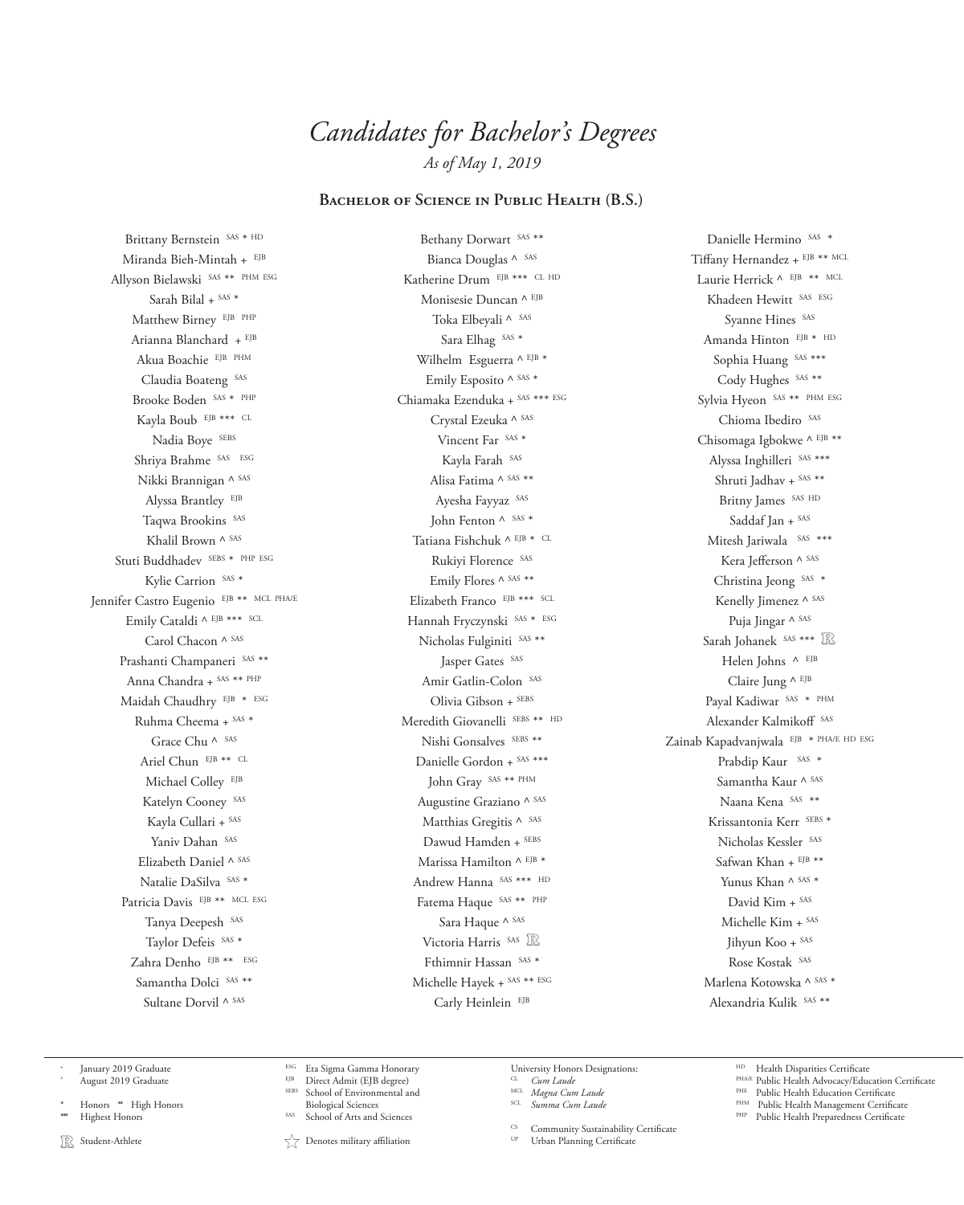# *Candidates for Bachelor's Degrees*

*As of May 1, 2019*

## Bachelor of Science in Public Health (B.S.)

Brittany Bernstein SAS * HD
Miranda Bieh-Mintah + EJB
Allyson Bielawski SAS ** PHM ESG
Sarah Bilal + SAS *
Matthew Birney EJB PHP
Arianna Blanchard + EJB
Akua Boachie EJB PHM
Claudia Boateng SAS
Brooke Boden SAS * PHP
Kayla Boub EJB *** CL
Nadia Boye SEBS
Shriya Brahme SAS ESG
Nikki Brannigan ^ SAS
Alyssa Brantley EJB
Taqwa Brookins SAS
Khalil Brown ^ SAS
Stuti Buddhadev SEBS * PHP ESG
Kylie Carrion SAS *
Jennifer Castro Eugenio EJB ** MCL PHA/E
Emily Cataldi ^ EJB *** SCL
Carol Chacon ^ SAS
Prashanti Champaneri SAS **
Anna Chandra + SAS ** PHP
Maidah Chaudhry EJB * ESG
Ruhma Cheema + SAS *
Grace Chu ^ SAS
Ariel Chun EJB ** CL
Michael Colley EJB
Katelyn Cooney SAS
Kayla Cullari + SAS
Yaniv Dahan SAS
Elizabeth Daniel ^ SAS
Natalie DaSilva SAS *
Patricia Davis EJB ** MCL ESG
Tanya Deepesh SAS
Taylor Defeis SAS *
Zahra Denho EJB ** ESG
Samantha Dolci SAS **
Sultane Dorvil ^ SAS

Bethany Dorwart SAS **
Bianca Douglas ^ SAS
Katherine Drum EJB *** CL HD
Monisesie Duncan ^ EJB
Toka Elbeyali ^ SAS
Sara Elhag SAS *
Wilhelm Esguerra ^ EJB *
Emily Esposito ^ SAS *
Chiamaka Ezenduka + SAS *** ESG
Crystal Ezeuka ^ SAS
Vincent Far SAS *
Kayla Farah SAS
Alisa Fatima ^ SAS **
Ayesha Fayyaz SAS
John Fenton ^ SAS *
Tatiana Fishchuk ^ EJB * CL
Rukiyi Florence SAS
Emily Flores ^ SAS **
Elizabeth Franco EJB *** SCL
Hannah Fryczynski SAS * ESG
Nicholas Fulginiti SAS **
Jasper Gates SAS
Amir Gatlin-Colon SAS
Olivia Gibson + SEBS
Meredith Giovanelli SEBS ** HD
Nishi Gonsalves SEBS **
Danielle Gordon + SAS ***
John Gray SAS ** PHM
Augustine Graziano ^ SAS
Matthias Gregitis ^ SAS
Dawud Hamden + SEBS
Marissa Hamilton ^ EJB *
Andrew Hanna SAS *** HD
Fatema Haque SAS ** PHP
Sara Haque ^ SAS
Victoria Harris SAS Ⓡ
Fthimnir Hassan SAS *
Michelle Hayek + SAS ** ESG
Carly Heinlein EJB

Danielle Hermino SAS *
Tiffany Hernandez + EJB ** MCL
Laurie Herrick ^ EJB ** MCL
Khadeen Hewitt SAS ESG
Syanne Hines SAS
Amanda Hinton EJB * HD
Sophia Huang SAS ***
Cody Hughes SAS **
Sylvia Hyeon SAS ** PHM ESG
Chioma Ibediro SAS
Chisomaga Igbokwe ^ EJB **
Alyssa Inghilleri SAS ***
Shruti Jadhav + SAS **
Britny James SAS HD
Saddaf Jan + SAS
Mitesh Jariwala SAS ***
Kera Jefferson ^ SAS
Christina Jeong SAS *
Kenelly Jimenez ^ SAS
Puja Jingar ^ SAS
Sarah Johanek SAS *** Ⓡ
Helen Johns ^ EJB
Claire Jung ^ EJB
Payal Kadiwar SAS * PHM
Alexander Kalmikoff SAS
Zainab Kapadvanjwala EJB * PHA/E HD ESG
Prabdip Kaur SAS *
Samantha Kaur ^ SAS
Naana Kena SAS **
Krissantonia Kerr SEBS *
Nicholas Kessler SAS
Safwan Khan + EJB **
Yunus Khan ^ SAS *
David Kim + SAS
Michelle Kim + SAS
Jihyun Koo + SAS
Rose Kostak SAS
Marlena Kotowska ^ SAS *
Alexandria Kulik SAS **

---

+ January 2019 Graduate
^ August 2019 Graduate

\* Honors ** High Honors
*** Highest Honors

Ⓡ Student-Athlete

ESG Eta Sigma Gamma Honorary
EJB Direct Admit (EJB degree)
SEBS School of Environmental and Biological Sciences
SAS School of Arts and Sciences

☆ Denotes military affiliation

University Honors Designations:
CL *Cum Laude*
MCL *Magna Cum Laude*
SCL *Summa Cum Laude*

CS Community Sustainability Certificate
UP Urban Planning Certificate

HD Health Disparities Certificate
PHA/E Public Health Advocacy/Education Certificate
PHE Public Health Education Certificate
PHM Public Health Management Certificate
PHP Public Health Preparedness Certificate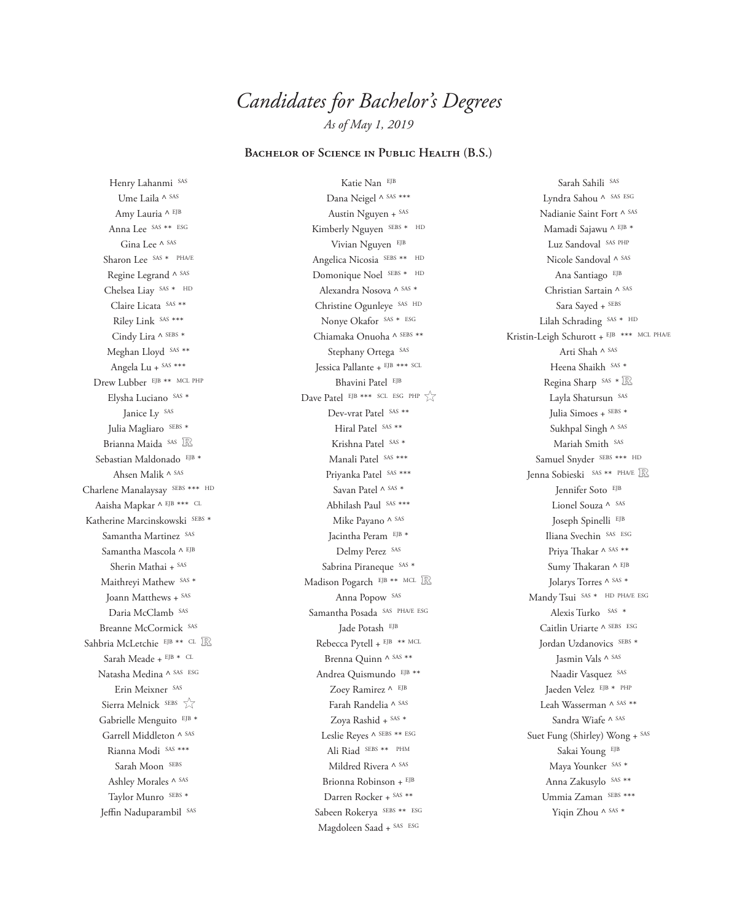# *Candidates for Bachelor's Degrees*

*As of May 1, 2019*

## Bachelor of Science in Public Health (B.S.)

Henry Lahanmi SAS
Ume Laila ^ SAS
Amy Lauria ^ EJB
Anna Lee SAS ** ESG
Gina Lee ^ SAS
Sharon Lee SAS * PHA/E
Regine Legrand ^ SAS
Chelsea Liay SAS * HD
Claire Licata SAS **
Riley Link SAS ***
Cindy Lira ^ SEBS *
Meghan Lloyd SAS **
Angela Lu + SAS ***
Drew Lubber EJB ** MCL PHP
Elysha Luciano SAS *
Janice Ly SAS
Julia Magliaro SEBS *
Brianna Maida SAS ℝ
Sebastian Maldonado EJB *
Ahsen Malik ^ SAS
Charlene Manalaysay SEBS *** HD
Aaisha Mapkar ^ EJB *** CL
Katherine Marcinskowski SEBS *
Samantha Martinez SAS
Samantha Mascola ^ EJB
Sherin Mathai + SAS
Maithreyi Mathew SAS *
Joann Matthews + SAS
Daria McClamb SAS
Breanne McCormick SAS
Sahbria McLetchie EJB ** CL ℝ
Sarah Meade + EJB * CL
Natasha Medina ^ SAS ESG
Erin Meixner SAS
Sierra Melnick SEBS ☆
Gabrielle Menguito EJB *
Garrell Middleton ^ SAS
Rianna Modi SAS ***
Sarah Moon SEBS
Ashley Morales ^ SAS
Taylor Munro SEBS *
Jeffin Naduparambil SAS
Katie Nan EJB
Dana Neigel ^ SAS ***
Austin Nguyen + SAS
Kimberly Nguyen SEBS * HD
Vivian Nguyen EJB
Angelica Nicosia SEBS ** HD
Domonique Noel SEBS * HD
Alexandra Nosova ^ SAS *
Christine Ogunleye SAS HD
Nonye Okafor SAS * ESG
Chiamaka Onuoha ^ SEBS **
Stephany Ortega SAS
Jessica Pallante + EJB *** SCL
Bhavini Patel EJB
Dave Patel EJB *** SCL ESG PHP ☆
Dev-vrat Patel SAS **
Hiral Patel SAS **
Krishna Patel SAS *
Manali Patel SAS ***
Priyanka Patel SAS ***
Savan Patel ^ SAS *
Abhilash Paul SAS ***
Mike Payano ^ SAS
Jacintha Peram EJB *
Delmy Perez SAS
Sabrina Piraneque SAS *
Madison Pogarch EJB ** MCL ℝ
Anna Popow SAS
Samantha Posada SAS PHA/E ESG
Jade Potash EJB
Rebecca Pytell + EJB ** MCL
Brenna Quinn ^ SAS **
Andrea Quismundo EJB **
Zoey Ramirez ^ EJB
Farah Randelia ^ SAS
Zoya Rashid + SAS *
Leslie Reyes ^ SEBS ** ESG
Ali Riad SEBS ** PHM
Mildred Rivera ^ SAS
Brionna Robinson + EJB
Darren Rocker + SAS **
Sabeen Rokerya SEBS ** ESG
Magdoleen Saad + SAS ESG
Sarah Sahili SAS
Lyndra Sahou ^ SAS ESG
Nadianie Saint Fort ^ SAS
Mamadi Sajawu ^ EJB *
Luz Sandoval SAS PHP
Nicole Sandoval ^ SAS
Ana Santiago EJB
Christian Sartain ^ SAS
Sara Sayed + SEBS
Lilah Schrading SAS * HD
Kristin-Leigh Schurott + EJB *** MCL PHA/E
Arti Shah ^ SAS
Heena Shaikh SAS *
Regina Sharp SAS * ℝ
Layla Shatursun SAS
Julia Simoes + SEBS *
Sukhpal Singh ^ SAS
Mariah Smith SAS
Samuel Snyder SEBS *** HD
Jenna Sobieski SAS ** PHA/E ℝ
Jennifer Soto EJB
Lionel Souza ^ SAS
Joseph Spinelli EJB
Iliana Svechin SAS ESG
Priya Thakar ^ SAS **
Sumy Thakaran ^ EJB
Jolarys Torres ^ SAS *
Mandy Tsui SAS * HD PHA/E ESG
Alexis Turko SAS *
Caitlin Uriarte ^ SEBS ESG
Jordan Uzdanovics SEBS *
Jasmin Vals ^ SAS
Naadir Vasquez SAS
Jaeden Velez EJB * PHP
Leah Wasserman ^ SAS **
Sandra Wiafe ^ SAS
Suet Fung (Shirley) Wong + SAS
Sakai Young EJB
Maya Younker SAS *
Anna Zakusylo SAS **
Ummia Zaman SEBS ***
Yiqin Zhou ^ SAS *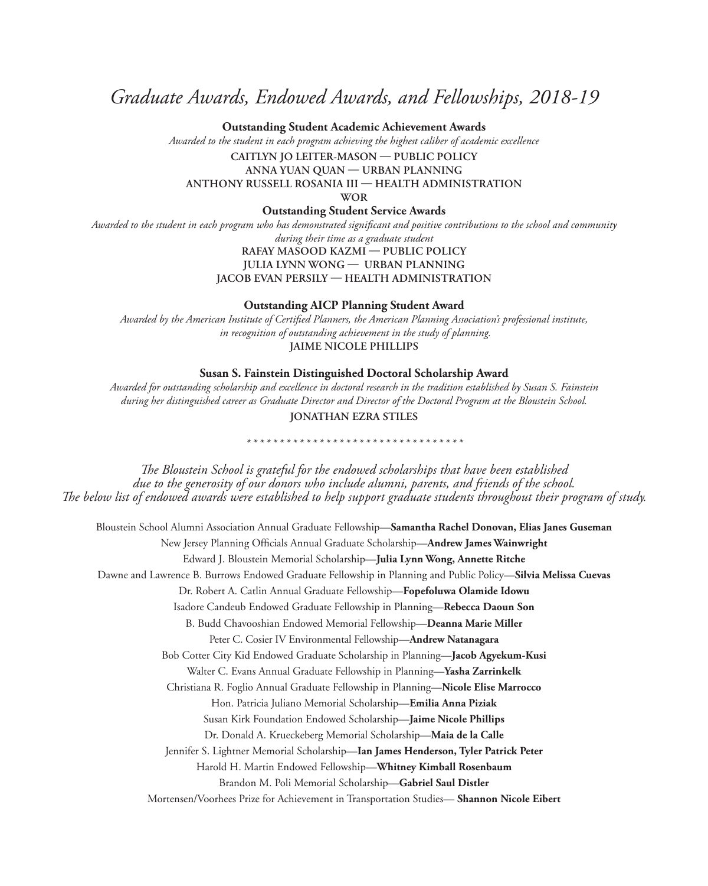# *Graduate Awards, Endowed Awards, and Fellowships, 2018-19*

**Outstanding Student Academic Achievement Awards**

*Awarded to the student in each program achieving the highest caliber of academic excellence*

CAITLYN JO LEITER-MASON — PUBLIC POLICY

ANNA YUAN QUAN — URBAN PLANNING

ANTHONY RUSSELL ROSANIA III — HEALTH ADMINISTRATION

WOR

**Outstanding Student Service Awards**

*Awarded to the student in each program who has demonstrated significant and positive contributions to the school and community during their time as a graduate student*

RAFAY MASOOD KAZMI — PUBLIC POLICY

JULIA LYNN WONG — URBAN PLANNING

JACOB EVAN PERSILY — HEALTH ADMINISTRATION

**Outstanding AICP Planning Student Award**

*Awarded by the American Institute of Certified Planners, the American Planning Association's professional institute, in recognition of outstanding achievement in the study of planning.*

JAIME NICOLE PHILLIPS

**Susan S. Fainstein Distinguished Doctoral Scholarship Award**

*Awarded for outstanding scholarship and excellence in doctoral research in the tradition established by Susan S. Fainstein during her distinguished career as Graduate Director and Director of the Doctoral Program at the Bloustein School.*

JONATHAN EZRA STILES

* * * * * * * * * * * * * * * * * * * * * * * * * * * * * * * * *

*The Bloustein School is grateful for the endowed scholarships that have been established due to the generosity of our donors who include alumni, parents, and friends of the school. The below list of endowed awards were established to help support graduate students throughout their program of study.*

Bloustein School Alumni Association Annual Graduate Fellowship—**Samantha Rachel Donovan, Elias Janes Guseman**

New Jersey Planning Officials Annual Graduate Scholarship—**Andrew James Wainwright**

Edward J. Bloustein Memorial Scholarship—**Julia Lynn Wong, Annette Ritche**

Dawne and Lawrence B. Burrows Endowed Graduate Fellowship in Planning and Public Policy—**Silvia Melissa Cuevas**

Dr. Robert A. Catlin Annual Graduate Fellowship—**Fopefoluwa Olamide Idowu**

Isadore Candeub Endowed Graduate Fellowship in Planning—**Rebecca Daoun Son**

B. Budd Chavooshian Endowed Memorial Fellowship—**Deanna Marie Miller**

Peter C. Cosier IV Environmental Fellowship—**Andrew Natanagara**

Bob Cotter City Kid Endowed Graduate Scholarship in Planning—**Jacob Agyekum-Kusi**

Walter C. Evans Annual Graduate Fellowship in Planning—**Yasha Zarrinkelk**

Christiana R. Foglio Annual Graduate Fellowship in Planning—**Nicole Elise Marrocco**

Hon. Patricia Juliano Memorial Scholarship—**Emilia Anna Piziak**

Susan Kirk Foundation Endowed Scholarship—**Jaime Nicole Phillips**

Dr. Donald A. Krueckeberg Memorial Scholarship—**Maia de la Calle**

Jennifer S. Lightner Memorial Scholarship—**Ian James Henderson, Tyler Patrick Peter**

Harold H. Martin Endowed Fellowship—**Whitney Kimball Rosenbaum**

Brandon M. Poli Memorial Scholarship—**Gabriel Saul Distler**

Mortensen/Voorhees Prize for Achievement in Transportation Studies— **Shannon Nicole Eibert**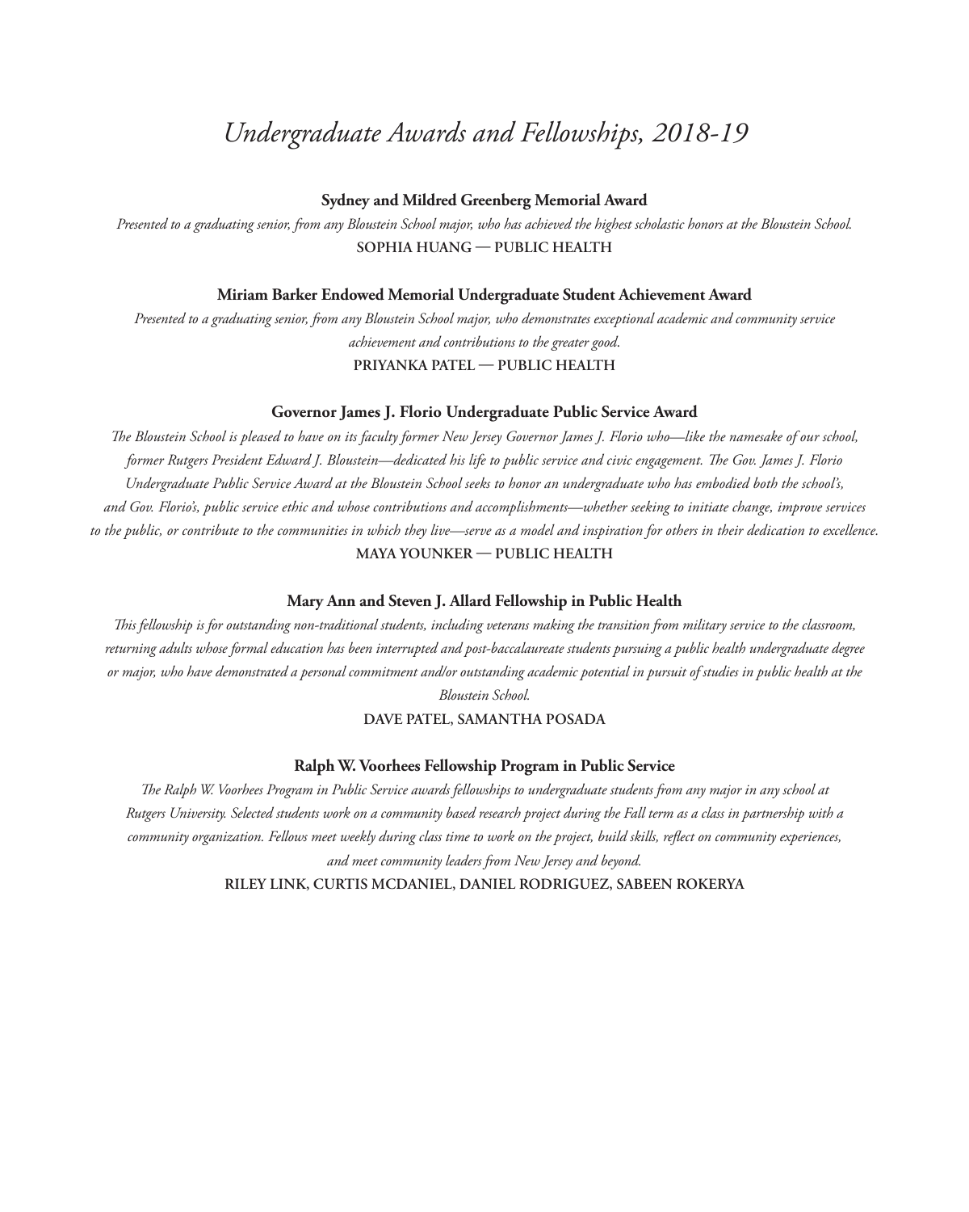# *Undergraduate Awards and Fellowships, 2018-19*

**Sydney and Mildred Greenberg Memorial Award**

*Presented to a graduating senior, from any Bloustein School major, who has achieved the highest scholastic honors at the Bloustein School.*

SOPHIA HUANG — PUBLIC HEALTH

**Miriam Barker Endowed Memorial Undergraduate Student Achievement Award**

*Presented to a graduating senior, from any Bloustein School major, who demonstrates exceptional academic and community service achievement and contributions to the greater good.*

PRIYANKA PATEL — PUBLIC HEALTH

**Governor James J. Florio Undergraduate Public Service Award**

*The Bloustein School is pleased to have on its faculty former New Jersey Governor James J. Florio who—like the namesake of our school, former Rutgers President Edward J. Bloustein—dedicated his life to public service and civic engagement. The Gov. James J. Florio Undergraduate Public Service Award at the Bloustein School seeks to honor an undergraduate who has embodied both the school's, and Gov. Florio's, public service ethic and whose contributions and accomplishments—whether seeking to initiate change, improve services to the public, or contribute to the communities in which they live—serve as a model and inspiration for others in their dedication to excellence.*

MAYA YOUNKER — PUBLIC HEALTH

**Mary Ann and Steven J. Allard Fellowship in Public Health**

*This fellowship is for outstanding non-traditional students, including veterans making the transition from military service to the classroom, returning adults whose formal education has been interrupted and post-baccalaureate students pursuing a public health undergraduate degree or major, who have demonstrated a personal commitment and/or outstanding academic potential in pursuit of studies in public health at the Bloustein School.*

DAVE PATEL, SAMANTHA POSADA

**Ralph W. Voorhees Fellowship Program in Public Service**

*The Ralph W. Voorhees Program in Public Service awards fellowships to undergraduate students from any major in any school at Rutgers University. Selected students work on a community based research project during the Fall term as a class in partnership with a community organization. Fellows meet weekly during class time to work on the project, build skills, reflect on community experiences, and meet community leaders from New Jersey and beyond.*

RILEY LINK, CURTIS MCDANIEL, DANIEL RODRIGUEZ, SABEEN ROKERYA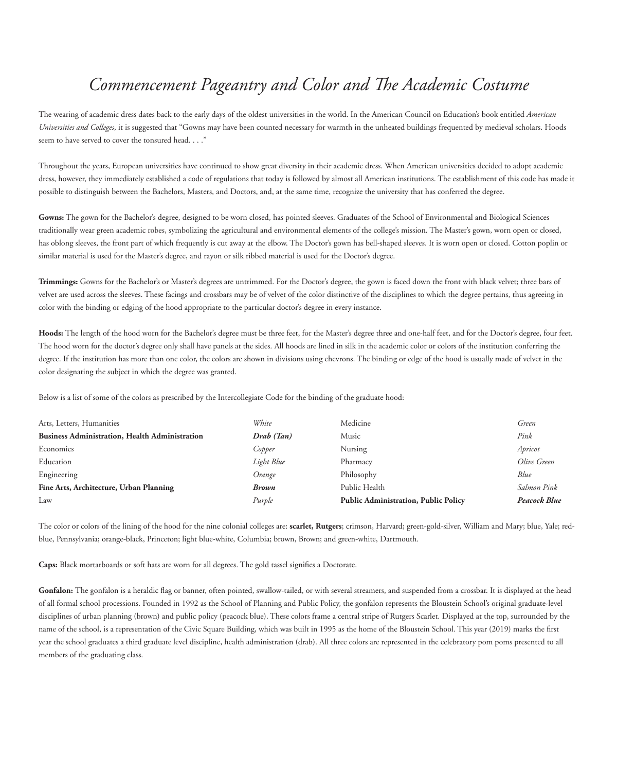# *Commencement Pageantry and Color and The Academic Costume*

The wearing of academic dress dates back to the early days of the oldest universities in the world. In the American Council on Education's book entitled *American Universities and Colleges*, it is suggested that "Gowns may have been counted necessary for warmth in the unheated buildings frequented by medieval scholars. Hoods seem to have served to cover the tonsured head. . . ."

Throughout the years, European universities have continued to show great diversity in their academic dress. When American universities decided to adopt academic dress, however, they immediately established a code of regulations that today is followed by almost all American institutions. The establishment of this code has made it possible to distinguish between the Bachelors, Masters, and Doctors, and, at the same time, recognize the university that has conferred the degree.

**Gowns:** The gown for the Bachelor's degree, designed to be worn closed, has pointed sleeves. Graduates of the School of Environmental and Biological Sciences traditionally wear green academic robes, symbolizing the agricultural and environmental elements of the college's mission. The Master's gown, worn open or closed, has oblong sleeves, the front part of which frequently is cut away at the elbow. The Doctor's gown has bell-shaped sleeves. It is worn open or closed. Cotton poplin or similar material is used for the Master's degree, and rayon or silk ribbed material is used for the Doctor's degree.

**Trimmings:** Gowns for the Bachelor's or Master's degrees are untrimmed. For the Doctor's degree, the gown is faced down the front with black velvet; three bars of velvet are used across the sleeves. These facings and crossbars may be of velvet of the color distinctive of the disciplines to which the degree pertains, thus agreeing in color with the binding or edging of the hood appropriate to the particular doctor's degree in every instance.

**Hoods:** The length of the hood worn for the Bachelor's degree must be three feet, for the Master's degree three and one-half feet, and for the Doctor's degree, four feet. The hood worn for the doctor's degree only shall have panels at the sides. All hoods are lined in silk in the academic color or colors of the institution conferring the degree. If the institution has more than one color, the colors are shown in divisions using chevrons. The binding or edge of the hood is usually made of velvet in the color designating the subject in which the degree was granted.

Below is a list of some of the colors as prescribed by the Intercollegiate Code for the binding of the graduate hood:

| Discipline | Color | Discipline | Color |
|---|---|---|---|
| Arts, Letters, Humanities | *White* | Medicine | *Green* |
| **Business Administration, Health Administration** | ***Drab (Tan)*** | Music | *Pink* |
| Economics | *Copper* | Nursing | *Apricot* |
| Education | *Light Blue* | Pharmacy | *Olive Green* |
| Engineering | *Orange* | Philosophy | *Blue* |
| **Fine Arts, Architecture, Urban Planning** | ***Brown*** | Public Health | *Salmon Pink* |
| Law | *Purple* | **Public Administration, Public Policy** | ***Peacock Blue*** |

The color or colors of the lining of the hood for the nine colonial colleges are: **scarlet, Rutgers**; crimson, Harvard; green-gold-silver, William and Mary; blue, Yale; red-blue, Pennsylvania; orange-black, Princeton; light blue-white, Columbia; brown, Brown; and green-white, Dartmouth.

**Caps:** Black mortarboards or soft hats are worn for all degrees. The gold tassel signifies a Doctorate.

**Gonfalon:** The gonfalon is a heraldic flag or banner, often pointed, swallow-tailed, or with several streamers, and suspended from a crossbar. It is displayed at the head of all formal school processions. Founded in 1992 as the School of Planning and Public Policy, the gonfalon represents the Bloustein School's original graduate-level disciplines of urban planning (brown) and public policy (peacock blue). These colors frame a central stripe of Rutgers Scarlet. Displayed at the top, surrounded by the name of the school, is a representation of the Civic Square Building, which was built in 1995 as the home of the Bloustein School. This year (2019) marks the first year the school graduates a third graduate level discipline, health administration (drab). All three colors are represented in the celebratory pom poms presented to all members of the graduating class.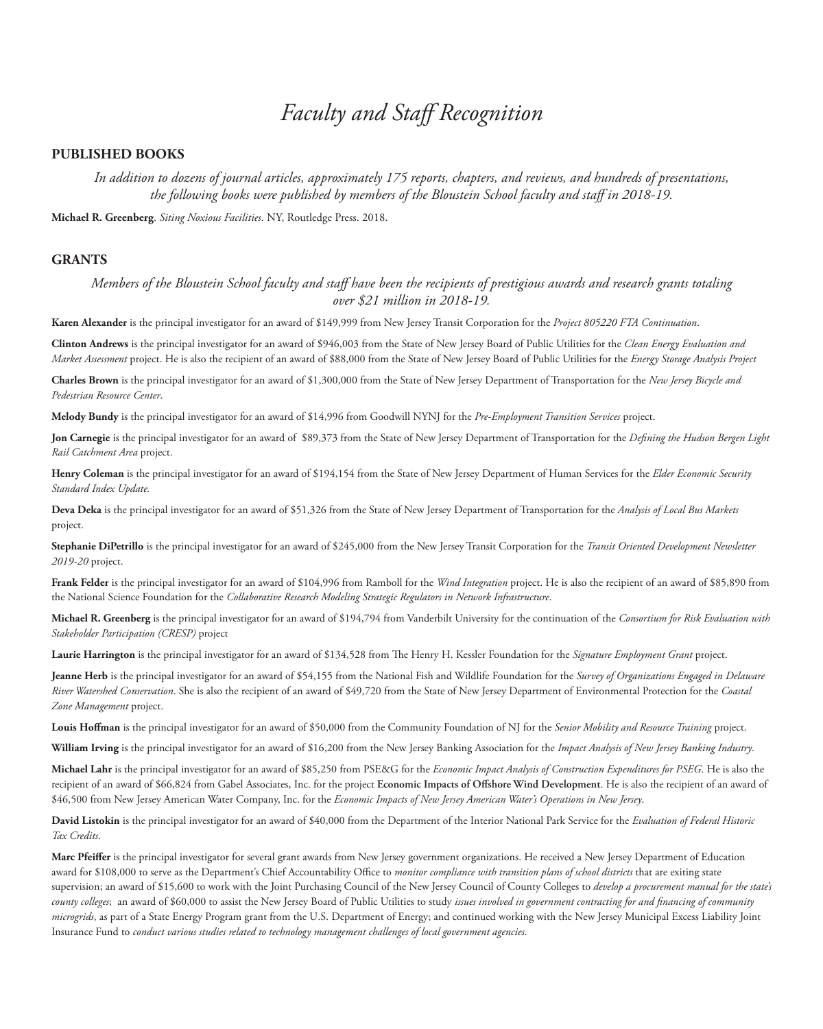# *Faculty and Staff Recognition*

## PUBLISHED BOOKS

*In addition to dozens of journal articles, approximately 175 reports, chapters, and reviews, and hundreds of presentations, the following books were published by members of the Bloustein School faculty and staff in 2018-19.*

**Michael R. Greenberg**. *Siting Noxious Facilities*. NY, Routledge Press. 2018.

## GRANTS

*Members of the Bloustein School faculty and staff have been the recipients of prestigious awards and research grants totaling over $21 million in 2018-19.*

**Karen Alexander** is the principal investigator for an award of $149,999 from New Jersey Transit Corporation for the *Project 805220 FTA Continuation*.

**Clinton Andrews** is the principal investigator for an award of $946,003 from the State of New Jersey Board of Public Utilities for the *Clean Energy Evaluation and Market Assessment* project. He is also the recipient of an award of $88,000 from the State of New Jersey Board of Public Utilities for the *Energy Storage Analysis Project*

**Charles Brown** is the principal investigator for an award of $1,300,000 from the State of New Jersey Department of Transportation for the *New Jersey Bicycle and Pedestrian Resource Center*.

**Melody Bundy** is the principal investigator for an award of $14,996 from Goodwill NYNJ for the *Pre-Employment Transition Services* project.

**Jon Carnegie** is the principal investigator for an award of $89,373 from the State of New Jersey Department of Transportation for the *Defining the Hudson Bergen Light Rail Catchment Area* project.

**Henry Coleman** is the principal investigator for an award of $194,154 from the State of New Jersey Department of Human Services for the *Elder Economic Security Standard Index Update.*

**Deva Deka** is the principal investigator for an award of $51,326 from the State of New Jersey Department of Transportation for the *Analysis of Local Bus Markets* project.

**Stephanie DiPetrillo** is the principal investigator for an award of $245,000 from the New Jersey Transit Corporation for the *Transit Oriented Development Newsletter 2019-20* project.

**Frank Felder** is the principal investigator for an award of $104,996 from Ramboll for the *Wind Integration* project. He is also the recipient of an award of $85,890 from the National Science Foundation for the *Collaborative Research Modeling Strategic Regulators in Network Infrastructure*.

**Michael R. Greenberg** is the principal investigator for an award of $194,794 from Vanderbilt University for the continuation of the *Consortium for Risk Evaluation with Stakeholder Participation (CRESP)* project

**Laurie Harrington** is the principal investigator for an award of $134,528 from The Henry H. Kessler Foundation for the *Signature Employment Grant* project.

**Jeanne Herb** is the principal investigator for an award of $54,155 from the National Fish and Wildlife Foundation for the *Survey of Organizations Engaged in Delaware River Watershed Conservation*. She is also the recipient of an award of $49,720 from the State of New Jersey Department of Environmental Protection for the *Coastal Zone Management* project.

**Louis Hoffman** is the principal investigator for an award of $50,000 from the Community Foundation of NJ for the *Senior Mobility and Resource Training* project.

**William Irving** is the principal investigator for an award of $16,200 from the New Jersey Banking Association for the *Impact Analysis of New Jersey Banking Industry*.

**Michael Lahr** is the principal investigator for an award of $85,250 from PSE&G for the *Economic Impact Analysis of Construction Expenditures for PSEG*. He is also the recipient of an award of $66,824 from Gabel Associates, Inc. for the project **Economic Impacts of Offshore Wind Development**. He is also the recipient of an award of $46,500 from New Jersey American Water Company, Inc. for the *Economic Impacts of New Jersey American Water's Operations in New Jersey*.

**David Listokin** is the principal investigator for an award of $40,000 from the Department of the Interior National Park Service for the *Evaluation of Federal Historic Tax Credits*.

**Marc Pfeiffer** is the principal investigator for several grant awards from New Jersey government organizations. He received a New Jersey Department of Education award for $108,000 to serve as the Department's Chief Accountability Office to *monitor compliance with transition plans of school districts* that are exiting state supervision; an award of $15,600 to work with the Joint Purchasing Council of the New Jersey Council of County Colleges to *develop a procurement manual for the state's county colleges*; an award of $60,000 to assist the New Jersey Board of Public Utilities to study *issues involved in government contracting for and financing of community microgrids*, as part of a State Energy Program grant from the U.S. Department of Energy; and continued working with the New Jersey Municipal Excess Liability Joint Insurance Fund to *conduct various studies related to technology management challenges of local government agencies*.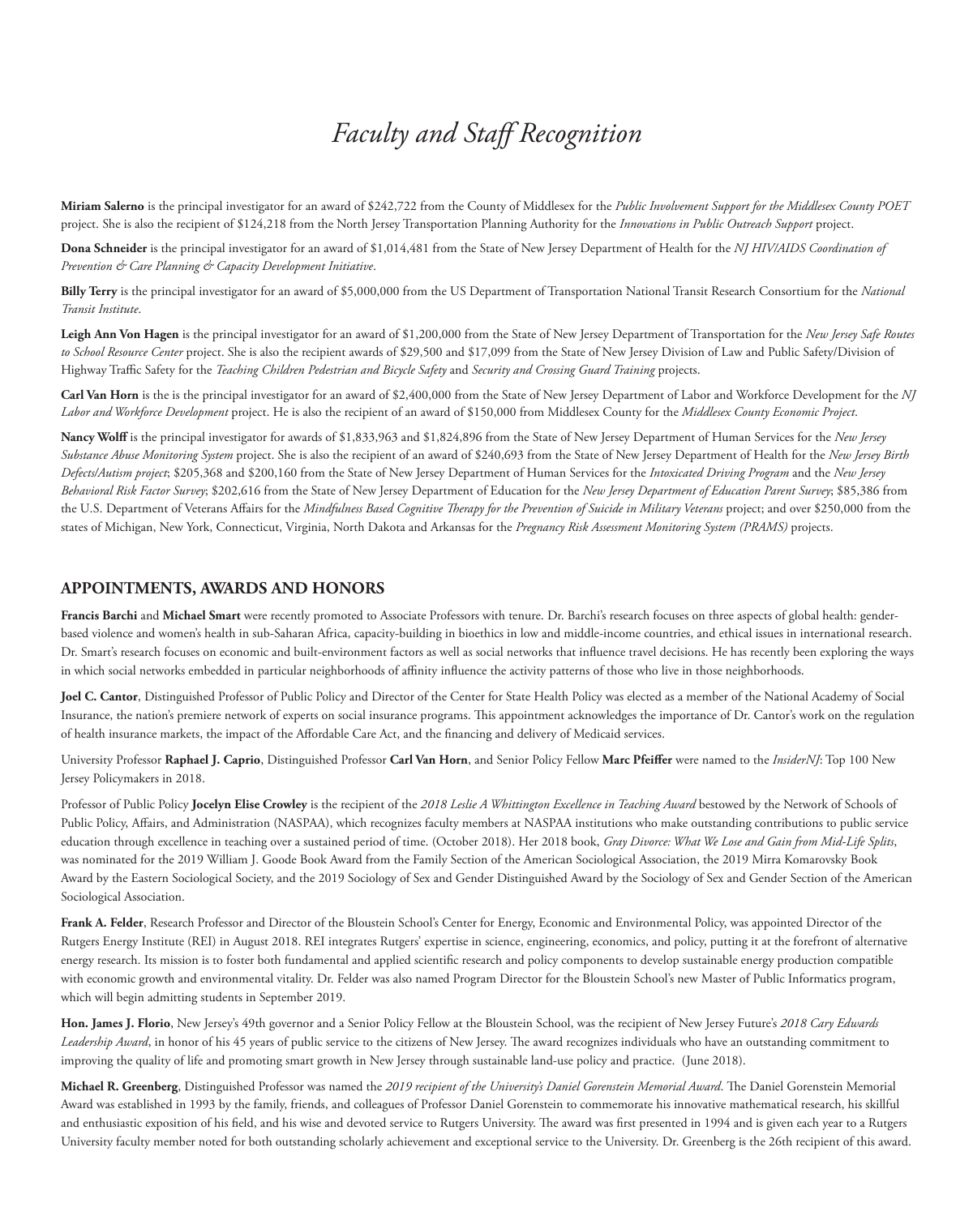# *Faculty and Staff Recognition*

**Miriam Salerno** is the principal investigator for an award of $242,722 from the County of Middlesex for the *Public Involvement Support for the Middlesex County POET* project. She is also the recipient of $124,218 from the North Jersey Transportation Planning Authority for the *Innovations in Public Outreach Support* project.

**Dona Schneider** is the principal investigator for an award of $1,014,481 from the State of New Jersey Department of Health for the *NJ HIV/AIDS Coordination of Prevention & Care Planning & Capacity Development Initiative*.

**Billy Terry** is the principal investigator for an award of $5,000,000 from the US Department of Transportation National Transit Research Consortium for the *National Transit Institute*.

**Leigh Ann Von Hagen** is the principal investigator for an award of $1,200,000 from the State of New Jersey Department of Transportation for the *New Jersey Safe Routes to School Resource Center* project. She is also the recipient awards of $29,500 and $17,099 from the State of New Jersey Division of Law and Public Safety/Division of Highway Traffic Safety for the *Teaching Children Pedestrian and Bicycle Safety* and *Security and Crossing Guard Training* projects.

**Carl Van Horn** is the is the principal investigator for an award of $2,400,000 from the State of New Jersey Department of Labor and Workforce Development for the *NJ Labor and Workforce Development* project. He is also the recipient of an award of $150,000 from Middlesex County for the *Middlesex County Economic Project*.

**Nancy Wolff** is the principal investigator for awards of $1,833,963 and $1,824,896 from the State of New Jersey Department of Human Services for the *New Jersey Substance Abuse Monitoring System* project. She is also the recipient of an award of $240,693 from the State of New Jersey Department of Health for the *New Jersey Birth Defects/Autism project*; $205,368 and $200,160 from the State of New Jersey Department of Human Services for the *Intoxicated Driving Program* and the *New Jersey Behavioral Risk Factor Survey*; $202,616 from the State of New Jersey Department of Education for the *New Jersey Department of Education Parent Survey*; $85,386 from the U.S. Department of Veterans Affairs for the *Mindfulness Based Cognitive Therapy for the Prevention of Suicide in Military Veterans* project; and over $250,000 from the states of Michigan, New York, Connecticut, Virginia, North Dakota and Arkansas for the *Pregnancy Risk Assessment Monitoring System (PRAMS)* projects.

## APPOINTMENTS, AWARDS AND HONORS

**Francis Barchi** and **Michael Smart** were recently promoted to Associate Professors with tenure. Dr. Barchi's research focuses on three aspects of global health: gender-based violence and women's health in sub-Saharan Africa, capacity-building in bioethics in low and middle-income countries, and ethical issues in international research. Dr. Smart's research focuses on economic and built-environment factors as well as social networks that influence travel decisions. He has recently been exploring the ways in which social networks embedded in particular neighborhoods of affinity influence the activity patterns of those who live in those neighborhoods.

**Joel C. Cantor**, Distinguished Professor of Public Policy and Director of the Center for State Health Policy was elected as a member of the National Academy of Social Insurance, the nation's premiere network of experts on social insurance programs. This appointment acknowledges the importance of Dr. Cantor's work on the regulation of health insurance markets, the impact of the Affordable Care Act, and the financing and delivery of Medicaid services.

University Professor **Raphael J. Caprio**, Distinguished Professor **Carl Van Horn**, and Senior Policy Fellow **Marc Pfeiffer** were named to the *InsiderNJ*: Top 100 New Jersey Policymakers in 2018.

Professor of Public Policy **Jocelyn Elise Crowley** is the recipient of the *2018 Leslie A Whittington Excellence in Teaching Award* bestowed by the Network of Schools of Public Policy, Affairs, and Administration (NASPAA), which recognizes faculty members at NASPAA institutions who make outstanding contributions to public service education through excellence in teaching over a sustained period of time. (October 2018). Her 2018 book, *Gray Divorce: What We Lose and Gain from Mid-Life Splits*, was nominated for the 2019 William J. Goode Book Award from the Family Section of the American Sociological Association, the 2019 Mirra Komarovsky Book Award by the Eastern Sociological Society, and the 2019 Sociology of Sex and Gender Distinguished Award by the Sociology of Sex and Gender Section of the American Sociological Association.

**Frank A. Felder**, Research Professor and Director of the Bloustein School's Center for Energy, Economic and Environmental Policy, was appointed Director of the Rutgers Energy Institute (REI) in August 2018. REI integrates Rutgers' expertise in science, engineering, economics, and policy, putting it at the forefront of alternative energy research. Its mission is to foster both fundamental and applied scientific research and policy components to develop sustainable energy production compatible with economic growth and environmental vitality. Dr. Felder was also named Program Director for the Bloustein School's new Master of Public Informatics program, which will begin admitting students in September 2019.

**Hon. James J. Florio**, New Jersey's 49th governor and a Senior Policy Fellow at the Bloustein School, was the recipient of New Jersey Future's *2018 Cary Edwards Leadership Award*, in honor of his 45 years of public service to the citizens of New Jersey. The award recognizes individuals who have an outstanding commitment to improving the quality of life and promoting smart growth in New Jersey through sustainable land-use policy and practice. (June 2018).

**Michael R. Greenberg**, Distinguished Professor was named the *2019 recipient of the University's Daniel Gorenstein Memorial Award*. The Daniel Gorenstein Memorial Award was established in 1993 by the family, friends, and colleagues of Professor Daniel Gorenstein to commemorate his innovative mathematical research, his skillful and enthusiastic exposition of his field, and his wise and devoted service to Rutgers University. The award was first presented in 1994 and is given each year to a Rutgers University faculty member noted for both outstanding scholarly achievement and exceptional service to the University. Dr. Greenberg is the 26th recipient of this award.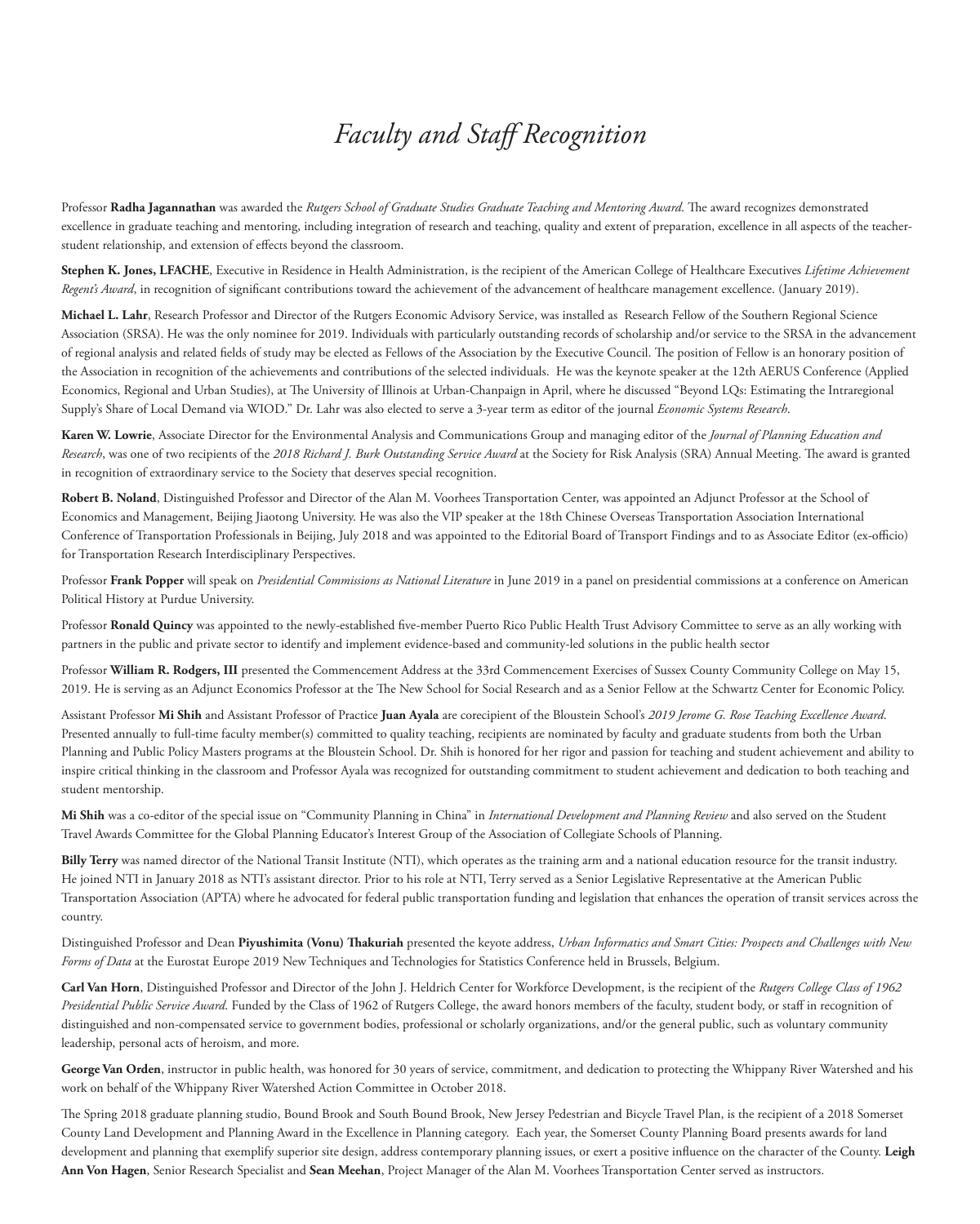# *Faculty and Staff Recognition*

Professor **Radha Jagannathan** was awarded the *Rutgers School of Graduate Studies Graduate Teaching and Mentoring Award*. The award recognizes demonstrated excellence in graduate teaching and mentoring, including integration of research and teaching, quality and extent of preparation, excellence in all aspects of the teacher-student relationship, and extension of effects beyond the classroom.

**Stephen K. Jones, LFACHE**, Executive in Residence in Health Administration, is the recipient of the American College of Healthcare Executives *Lifetime Achievement Regent's Award*, in recognition of significant contributions toward the achievement of the advancement of healthcare management excellence. (January 2019).

**Michael L. Lahr**, Research Professor and Director of the Rutgers Economic Advisory Service, was installed as Research Fellow of the Southern Regional Science Association (SRSA). He was the only nominee for 2019. Individuals with particularly outstanding records of scholarship and/or service to the SRSA in the advancement of regional analysis and related fields of study may be elected as Fellows of the Association by the Executive Council. The position of Fellow is an honorary position of the Association in recognition of the achievements and contributions of the selected individuals. He was the keynote speaker at the 12th AERUS Conference (Applied Economics, Regional and Urban Studies), at The University of Illinois at Urban-Chanpaign in April, where he discussed "Beyond LQs: Estimating the Intraregional Supply's Share of Local Demand via WIOD." Dr. Lahr was also elected to serve a 3-year term as editor of the journal *Economic Systems Research*.

**Karen W. Lowrie**, Associate Director for the Environmental Analysis and Communications Group and managing editor of the *Journal of Planning Education and Research*, was one of two recipients of the *2018 Richard J. Burk Outstanding Service Award* at the Society for Risk Analysis (SRA) Annual Meeting. The award is granted in recognition of extraordinary service to the Society that deserves special recognition.

**Robert B. Noland**, Distinguished Professor and Director of the Alan M. Voorhees Transportation Center, was appointed an Adjunct Professor at the School of Economics and Management, Beijing Jiaotong University. He was also the VIP speaker at the 18th Chinese Overseas Transportation Association International Conference of Transportation Professionals in Beijing, July 2018 and was appointed to the Editorial Board of Transport Findings and to as Associate Editor (ex-officio) for Transportation Research Interdisciplinary Perspectives.

Professor **Frank Popper** will speak on *Presidential Commissions as National Literature* in June 2019 in a panel on presidential commissions at a conference on American Political History at Purdue University.

Professor **Ronald Quincy** was appointed to the newly-established five-member Puerto Rico Public Health Trust Advisory Committee to serve as an ally working with partners in the public and private sector to identify and implement evidence-based and community-led solutions in the public health sector

Professor **William R. Rodgers, III** presented the Commencement Address at the 33rd Commencement Exercises of Sussex County Community College on May 15, 2019. He is serving as an Adjunct Economics Professor at the The New School for Social Research and as a Senior Fellow at the Schwartz Center for Economic Policy.

Assistant Professor **Mi Shih** and Assistant Professor of Practice **Juan Ayala** are corecipient of the Bloustein School's *2019 Jerome G. Rose Teaching Excellence Award*. Presented annually to full-time faculty member(s) committed to quality teaching, recipients are nominated by faculty and graduate students from both the Urban Planning and Public Policy Masters programs at the Bloustein School. Dr. Shih is honored for her rigor and passion for teaching and student achievement and ability to inspire critical thinking in the classroom and Professor Ayala was recognized for outstanding commitment to student achievement and dedication to both teaching and student mentorship.

**Mi Shih** was a co-editor of the special issue on "Community Planning in China" in *International Development and Planning Review* and also served on the Student Travel Awards Committee for the Global Planning Educator's Interest Group of the Association of Collegiate Schools of Planning.

**Billy Terry** was named director of the National Transit Institute (NTI), which operates as the training arm and a national education resource for the transit industry. He joined NTI in January 2018 as NTI's assistant director. Prior to his role at NTI, Terry served as a Senior Legislative Representative at the American Public Transportation Association (APTA) where he advocated for federal public transportation funding and legislation that enhances the operation of transit services across the country.

Distinguished Professor and Dean **Piyushimita (Vonu) Thakuriah** presented the keyote address, *Urban Informatics and Smart Cities: Prospects and Challenges with New Forms of Data* at the Eurostat Europe 2019 New Techniques and Technologies for Statistics Conference held in Brussels, Belgium.

**Carl Van Horn**, Distinguished Professor and Director of the John J. Heldrich Center for Workforce Development, is the recipient of the *Rutgers College Class of 1962 Presidential Public Service Award*. Funded by the Class of 1962 of Rutgers College, the award honors members of the faculty, student body, or staff in recognition of distinguished and non-compensated service to government bodies, professional or scholarly organizations, and/or the general public, such as voluntary community leadership, personal acts of heroism, and more.

**George Van Orden**, instructor in public health, was honored for 30 years of service, commitment, and dedication to protecting the Whippany River Watershed and his work on behalf of the Whippany River Watershed Action Committee in October 2018.

The Spring 2018 graduate planning studio, Bound Brook and South Bound Brook, New Jersey Pedestrian and Bicycle Travel Plan, is the recipient of a 2018 Somerset County Land Development and Planning Award in the Excellence in Planning category. Each year, the Somerset County Planning Board presents awards for land development and planning that exemplify superior site design, address contemporary planning issues, or exert a positive influence on the character of the County. **Leigh Ann Von Hagen**, Senior Research Specialist and **Sean Meehan**, Project Manager of the Alan M. Voorhees Transportation Center served as instructors.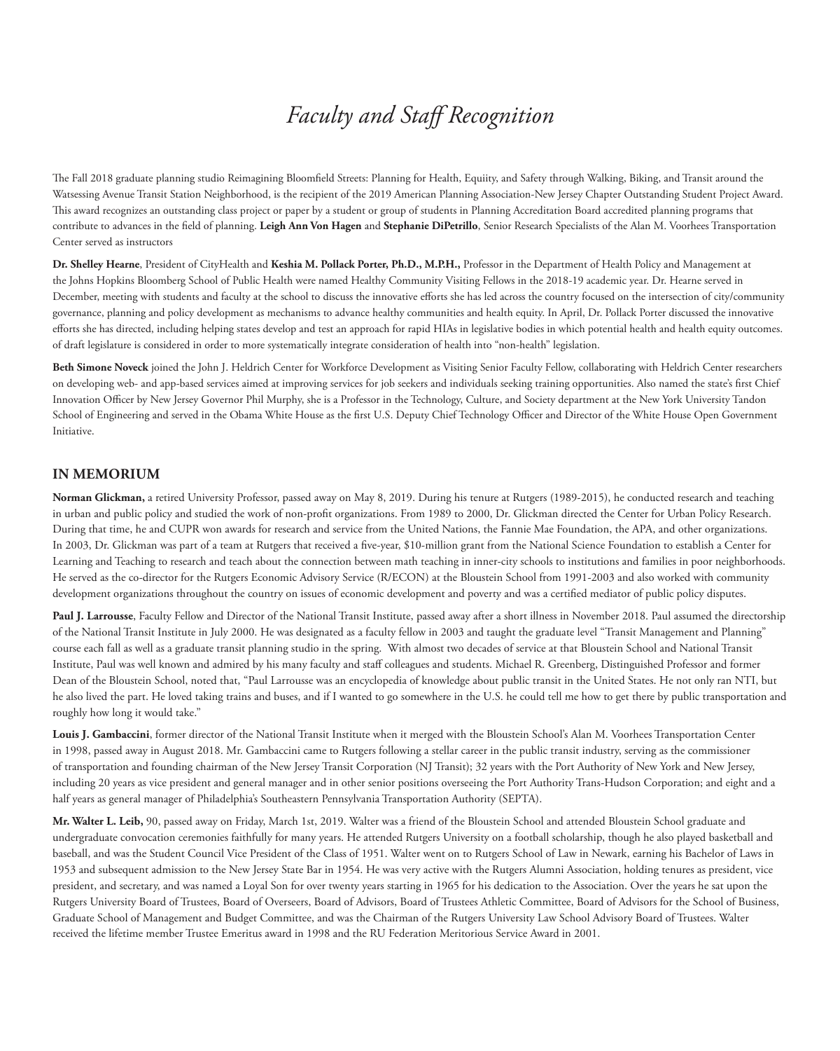# *Faculty and Staff Recognition*

The Fall 2018 graduate planning studio Reimagining Bloomfield Streets: Planning for Health, Equiity, and Safety through Walking, Biking, and Transit around the Watsessing Avenue Transit Station Neighborhood, is the recipient of the 2019 American Planning Association-New Jersey Chapter Outstanding Student Project Award. This award recognizes an outstanding class project or paper by a student or group of students in Planning Accreditation Board accredited planning programs that contribute to advances in the field of planning. **Leigh Ann Von Hagen** and **Stephanie DiPetrillo**, Senior Research Specialists of the Alan M. Voorhees Transportation Center served as instructors

**Dr. Shelley Hearne**, President of CityHealth and **Keshia M. Pollack Porter, Ph.D., M.P.H.,** Professor in the Department of Health Policy and Management at the Johns Hopkins Bloomberg School of Public Health were named Healthy Community Visiting Fellows in the 2018-19 academic year. Dr. Hearne served in December, meeting with students and faculty at the school to discuss the innovative efforts she has led across the country focused on the intersection of city/community governance, planning and policy development as mechanisms to advance healthy communities and health equity. In April, Dr. Pollack Porter discussed the innovative efforts she has directed, including helping states develop and test an approach for rapid HIAs in legislative bodies in which potential health and health equity outcomes. of draft legislature is considered in order to more systematically integrate consideration of health into "non-health" legislation.

**Beth Simone Noveck** joined the John J. Heldrich Center for Workforce Development as Visiting Senior Faculty Fellow, collaborating with Heldrich Center researchers on developing web- and app-based services aimed at improving services for job seekers and individuals seeking training opportunities. Also named the state's first Chief Innovation Officer by New Jersey Governor Phil Murphy, she is a Professor in the Technology, Culture, and Society department at the New York University Tandon School of Engineering and served in the Obama White House as the first U.S. Deputy Chief Technology Officer and Director of the White House Open Government Initiative.

## IN MEMORIUM

**Norman Glickman,** a retired University Professor, passed away on May 8, 2019. During his tenure at Rutgers (1989-2015), he conducted research and teaching in urban and public policy and studied the work of non-profit organizations. From 1989 to 2000, Dr. Glickman directed the Center for Urban Policy Research. During that time, he and CUPR won awards for research and service from the United Nations, the Fannie Mae Foundation, the APA, and other organizations. In 2003, Dr. Glickman was part of a team at Rutgers that received a five-year, $10-million grant from the National Science Foundation to establish a Center for Learning and Teaching to research and teach about the connection between math teaching in inner-city schools to institutions and families in poor neighborhoods. He served as the co-director for the Rutgers Economic Advisory Service (R/ECON) at the Bloustein School from 1991-2003 and also worked with community development organizations throughout the country on issues of economic development and poverty and was a certified mediator of public policy disputes.

**Paul J. Larrousse**, Faculty Fellow and Director of the National Transit Institute, passed away after a short illness in November 2018. Paul assumed the directorship of the National Transit Institute in July 2000. He was designated as a faculty fellow in 2003 and taught the graduate level "Transit Management and Planning" course each fall as well as a graduate transit planning studio in the spring. With almost two decades of service at that Bloustein School and National Transit Institute, Paul was well known and admired by his many faculty and staff colleagues and students. Michael R. Greenberg, Distinguished Professor and former Dean of the Bloustein School, noted that, "Paul Larrousse was an encyclopedia of knowledge about public transit in the United States. He not only ran NTI, but he also lived the part. He loved taking trains and buses, and if I wanted to go somewhere in the U.S. he could tell me how to get there by public transportation and roughly how long it would take."

**Louis J. Gambaccini**, former director of the National Transit Institute when it merged with the Bloustein School's Alan M. Voorhees Transportation Center in 1998, passed away in August 2018. Mr. Gambaccini came to Rutgers following a stellar career in the public transit industry, serving as the commissioner of transportation and founding chairman of the New Jersey Transit Corporation (NJ Transit); 32 years with the Port Authority of New York and New Jersey, including 20 years as vice president and general manager and in other senior positions overseeing the Port Authority Trans-Hudson Corporation; and eight and a half years as general manager of Philadelphia's Southeastern Pennsylvania Transportation Authority (SEPTA).

**Mr. Walter L. Leib,** 90, passed away on Friday, March 1st, 2019. Walter was a friend of the Bloustein School and attended Bloustein School graduate and undergraduate convocation ceremonies faithfully for many years. He attended Rutgers University on a football scholarship, though he also played basketball and baseball, and was the Student Council Vice President of the Class of 1951. Walter went on to Rutgers School of Law in Newark, earning his Bachelor of Laws in 1953 and subsequent admission to the New Jersey State Bar in 1954. He was very active with the Rutgers Alumni Association, holding tenures as president, vice president, and secretary, and was named a Loyal Son for over twenty years starting in 1965 for his dedication to the Association. Over the years he sat upon the Rutgers University Board of Trustees, Board of Overseers, Board of Advisors, Board of Trustees Athletic Committee, Board of Advisors for the School of Business, Graduate School of Management and Budget Committee, and was the Chairman of the Rutgers University Law School Advisory Board of Trustees. Walter received the lifetime member Trustee Emeritus award in 1998 and the RU Federation Meritorious Service Award in 2001.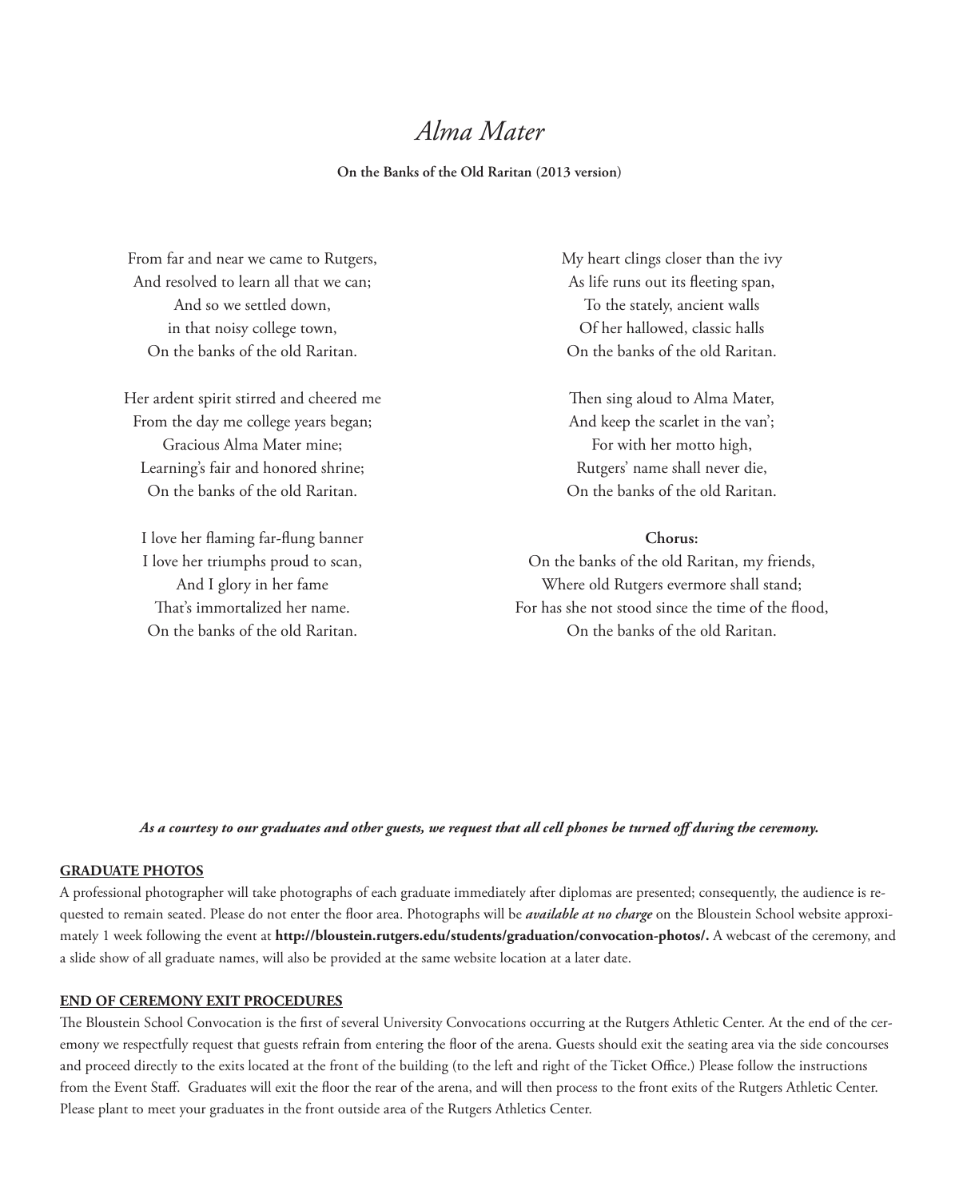# *Alma Mater*

**On the Banks of the Old Raritan (2013 version)**

From far and near we came to Rutgers,
And resolved to learn all that we can;
And so we settled down,
in that noisy college town,
On the banks of the old Raritan.

Her ardent spirit stirred and cheered me
From the day me college years began;
Gracious Alma Mater mine;
Learning's fair and honored shrine;
On the banks of the old Raritan.

I love her flaming far-flung banner
I love her triumphs proud to scan,
And I glory in her fame
That's immortalized her name.
On the banks of the old Raritan.

My heart clings closer than the ivy
As life runs out its fleeting span,
To the stately, ancient walls
Of her hallowed, classic halls
On the banks of the old Raritan.

Then sing aloud to Alma Mater,
And keep the scarlet in the van';
For with her motto high,
Rutgers' name shall never die,
On the banks of the old Raritan.

**Chorus:**
On the banks of the old Raritan, my friends,
Where old Rutgers evermore shall stand;
For has she not stood since the time of the flood,
On the banks of the old Raritan.

***As a courtesy to our graduates and other guests, we request that all cell phones be turned off during the ceremony.***

**GRADUATE PHOTOS**

A professional photographer will take photographs of each graduate immediately after diplomas are presented; consequently, the audience is requested to remain seated. Please do not enter the floor area. Photographs will be ***available at no charge*** on the Bloustein School website approximately 1 week following the event at **http://bloustein.rutgers.edu/students/graduation/convocation-photos/.** A webcast of the ceremony, and a slide show of all graduate names, will also be provided at the same website location at a later date.

**END OF CEREMONY EXIT PROCEDURES**

The Bloustein School Convocation is the first of several University Convocations occurring at the Rutgers Athletic Center. At the end of the ceremony we respectfully request that guests refrain from entering the floor of the arena. Guests should exit the seating area via the side concourses and proceed directly to the exits located at the front of the building (to the left and right of the Ticket Office.) Please follow the instructions from the Event Staff. Graduates will exit the floor the rear of the arena, and will then process to the front exits of the Rutgers Athletic Center. Please plant to meet your graduates in the front outside area of the Rutgers Athletics Center.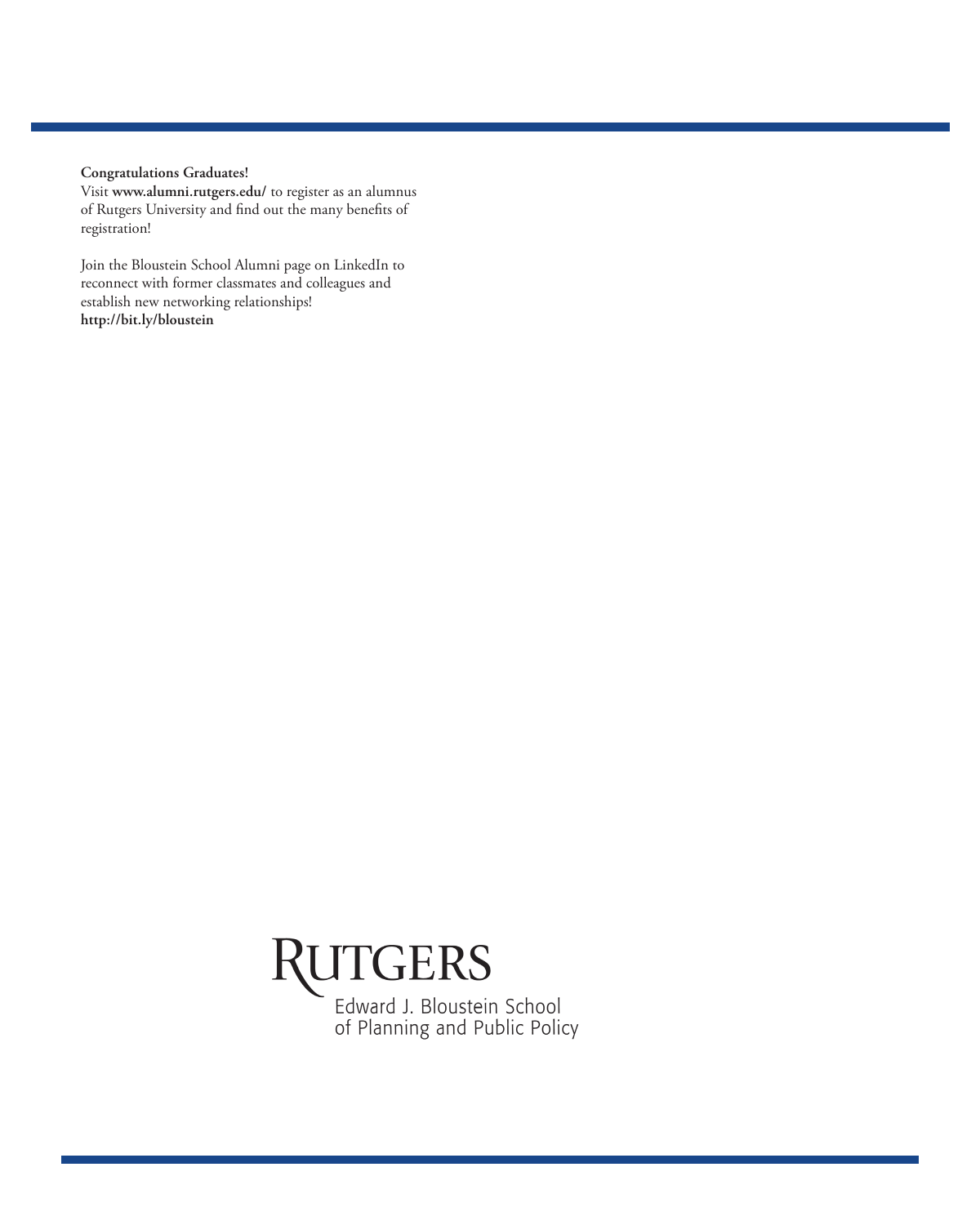**Congratulations Graduates!**
Visit **www.alumni.rutgers.edu/** to register as an alumnus of Rutgers University and find out the many benefits of registration!

Join the Bloustein School Alumni page on LinkedIn to reconnect with former classmates and colleagues and establish new networking relationships!
**http://bit.ly/bloustein**

RUTGERS
Edward J. Bloustein School
of Planning and Public Policy